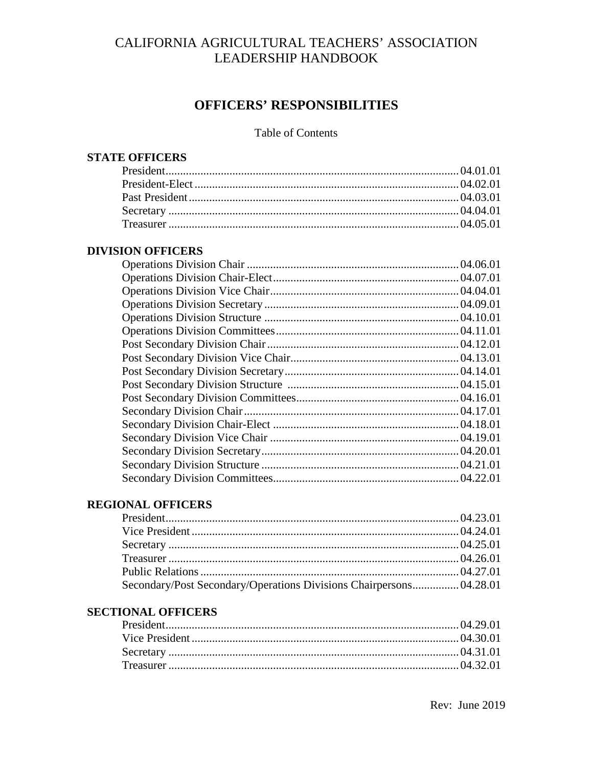# CALIFORNIA AGRICULTURAL TEACHERS' ASSOCIATION LEADERSHIP HANDBOOK

## OFFICERS' RESPONSIBILITIES

Table of Contents

### STATE OFFICERS

| | |
|---|---|
| President | 04.01.01 |
| President-Elect | 04.02.01 |
| Past President | 04.03.01 |
| Secretary | 04.04.01 |
| Treasurer | 04.05.01 |

### DIVISION OFFICERS

| | |
|---|---|
| Operations Division Chair | 04.06.01 |
| Operations Division Chair-Elect | 04.07.01 |
| Operations Division Vice Chair | 04.04.01 |
| Operations Division Secretary | 04.09.01 |
| Operations Division Structure | 04.10.01 |
| Operations Division Committees | 04.11.01 |
| Post Secondary Division Chair | 04.12.01 |
| Post Secondary Division Vice Chair | 04.13.01 |
| Post Secondary Division Secretary | 04.14.01 |
| Post Secondary Division Structure | 04.15.01 |
| Post Secondary Division Committees | 04.16.01 |
| Secondary Division Chair | 04.17.01 |
| Secondary Division Chair-Elect | 04.18.01 |
| Secondary Division Vice Chair | 04.19.01 |
| Secondary Division Secretary | 04.20.01 |
| Secondary Division Structure | 04.21.01 |
| Secondary Division Committees | 04.22.01 |

### REGIONAL OFFICERS

| | |
|---|---|
| President | 04.23.01 |
| Vice President | 04.24.01 |
| Secretary | 04.25.01 |
| Treasurer | 04.26.01 |
| Public Relations | 04.27.01 |
| Secondary/Post Secondary/Operations Divisions Chairpersons | 04.28.01 |

### SECTIONAL OFFICERS

| | |
|---|---|
| President | 04.29.01 |
| Vice President | 04.30.01 |
| Secretary | 04.31.01 |
| Treasurer | 04.32.01 |

Rev: June 2019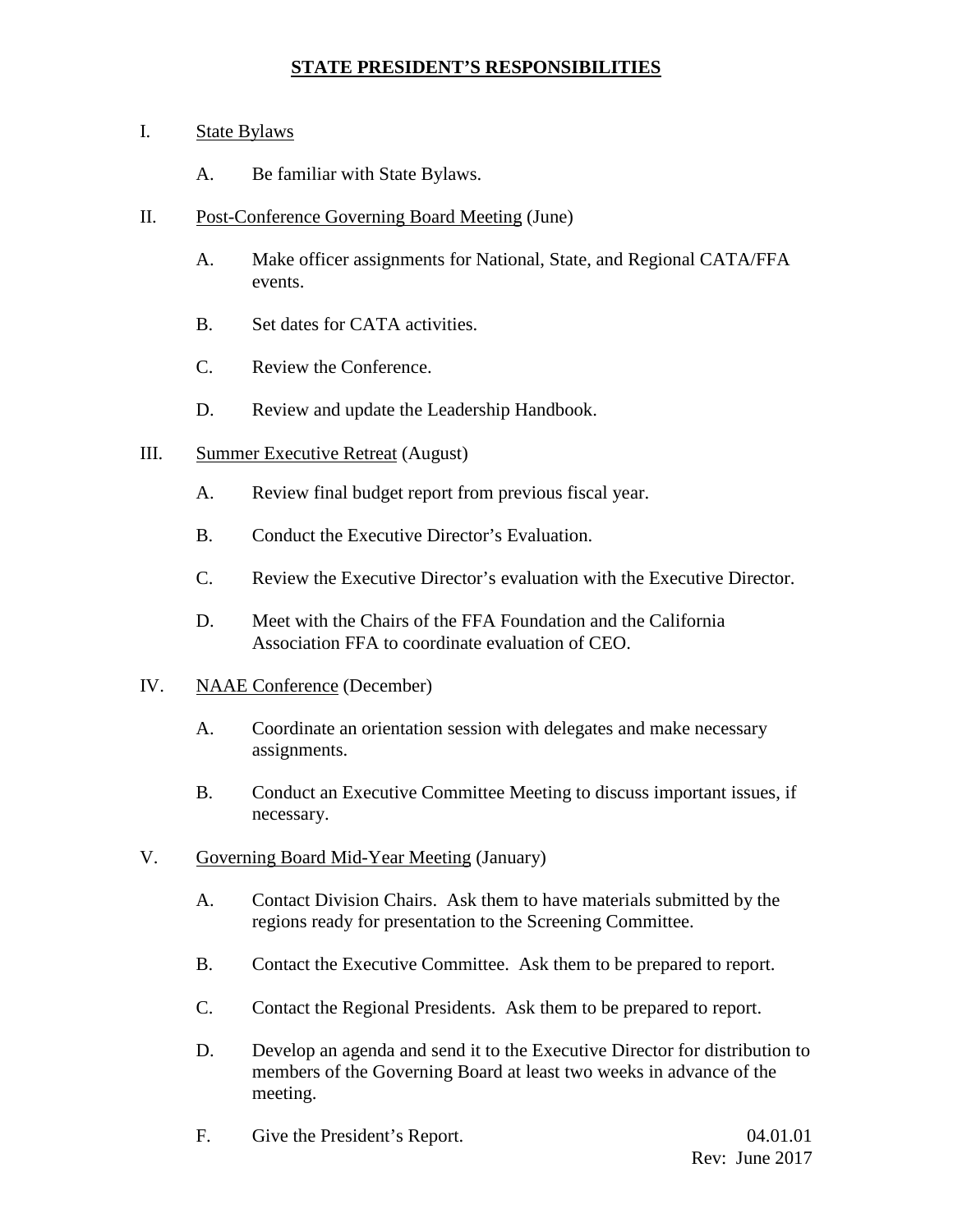## STATE PRESIDENT'S RESPONSIBILITIES

I. State Bylaws

   A. Be familiar with State Bylaws.

II. Post-Conference Governing Board Meeting (June)

   A. Make officer assignments for National, State, and Regional CATA/FFA events.

   B. Set dates for CATA activities.

   C. Review the Conference.

   D. Review and update the Leadership Handbook.

III. Summer Executive Retreat (August)

   A. Review final budget report from previous fiscal year.

   B. Conduct the Executive Director's Evaluation.

   C. Review the Executive Director's evaluation with the Executive Director.

   D. Meet with the Chairs of the FFA Foundation and the California Association FFA to coordinate evaluation of CEO.

IV. NAAE Conference (December)

   A. Coordinate an orientation session with delegates and make necessary assignments.

   B. Conduct an Executive Committee Meeting to discuss important issues, if necessary.

V. Governing Board Mid-Year Meeting (January)

   A. Contact Division Chairs. Ask them to have materials submitted by the regions ready for presentation to the Screening Committee.

   B. Contact the Executive Committee. Ask them to be prepared to report.

   C. Contact the Regional Presidents. Ask them to be prepared to report.

   D. Develop an agenda and send it to the Executive Director for distribution to members of the Governing Board at least two weeks in advance of the meeting.

   F. Give the President's Report.

04.01.01
Rev: June 2017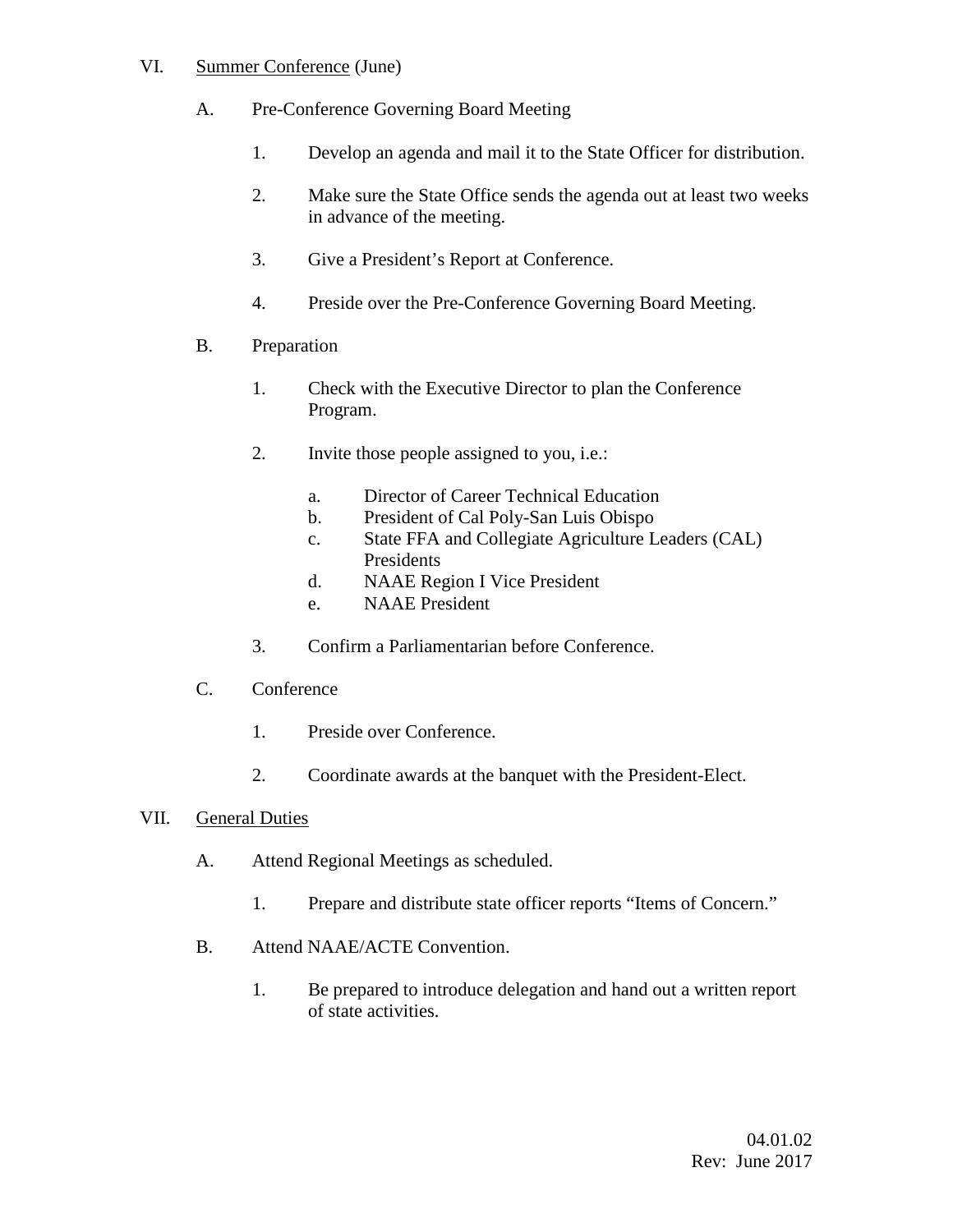VI. <u>Summer Conference</u> (June)

A. Pre-Conference Governing Board Meeting

1. Develop an agenda and mail it to the State Officer for distribution.

2. Make sure the State Office sends the agenda out at least two weeks in advance of the meeting.

3. Give a President's Report at Conference.

4. Preside over the Pre-Conference Governing Board Meeting.

B. Preparation

1. Check with the Executive Director to plan the Conference Program.

2. Invite those people assigned to you, i.e.:

   a. Director of Career Technical Education
   b. President of Cal Poly-San Luis Obispo
   c. State FFA and Collegiate Agriculture Leaders (CAL) Presidents
   d. NAAE Region I Vice President
   e. NAAE President

3. Confirm a Parliamentarian before Conference.

C. Conference

1. Preside over Conference.

2. Coordinate awards at the banquet with the President-Elect.

VII. <u>General Duties</u>

A. Attend Regional Meetings as scheduled.

1. Prepare and distribute state officer reports "Items of Concern."

B. Attend NAAE/ACTE Convention.

1. Be prepared to introduce delegation and hand out a written report of state activities.

04.01.02
Rev: June 2017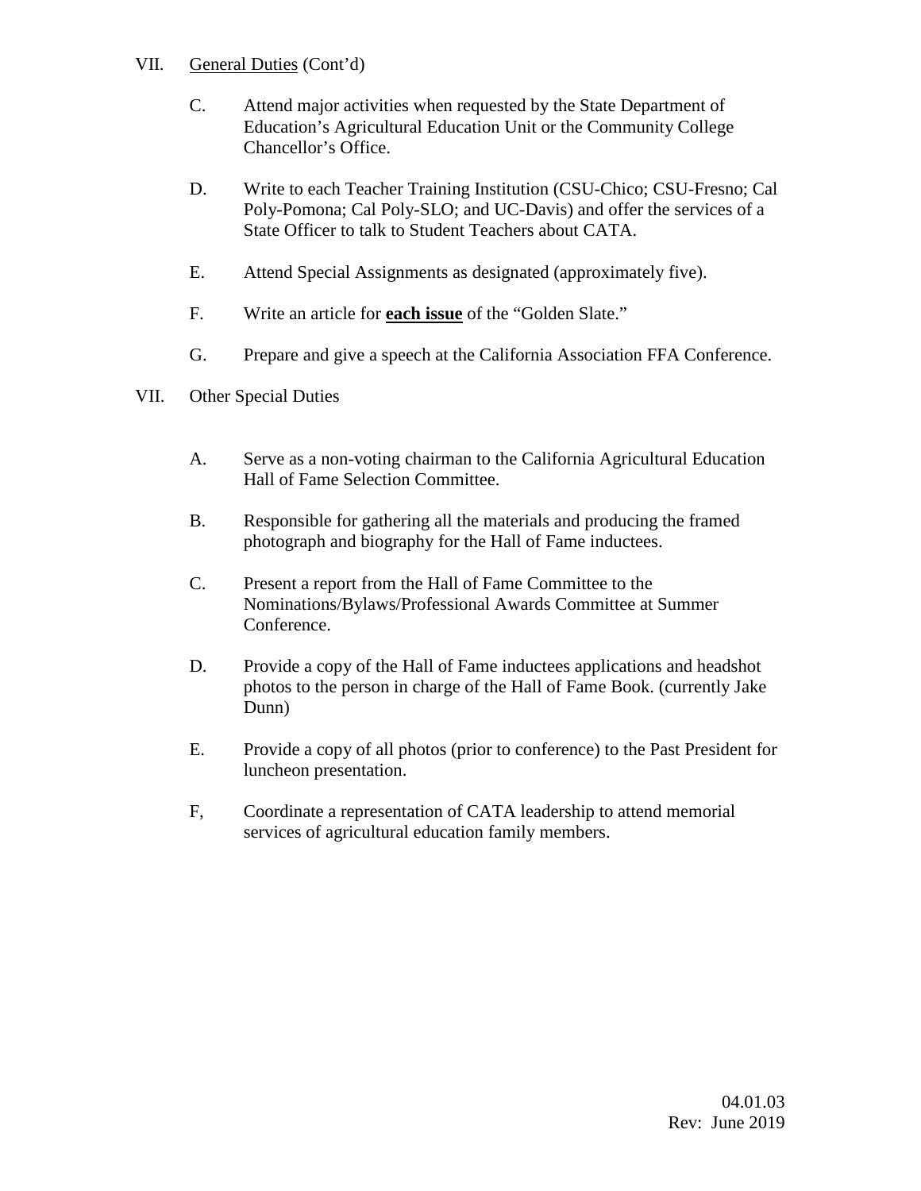VII. <u>General Duties</u> (Cont'd)

C. Attend major activities when requested by the State Department of Education's Agricultural Education Unit or the Community College Chancellor's Office.

D. Write to each Teacher Training Institution (CSU-Chico; CSU-Fresno; Cal Poly-Pomona; Cal Poly-SLO; and UC-Davis) and offer the services of a State Officer to talk to Student Teachers about CATA.

E. Attend Special Assignments as designated (approximately five).

F. Write an article for **<u>each issue</u>** of the "Golden Slate."

G. Prepare and give a speech at the California Association FFA Conference.

VII. Other Special Duties

A. Serve as a non-voting chairman to the California Agricultural Education Hall of Fame Selection Committee.

B. Responsible for gathering all the materials and producing the framed photograph and biography for the Hall of Fame inductees.

C. Present a report from the Hall of Fame Committee to the Nominations/Bylaws/Professional Awards Committee at Summer Conference.

D. Provide a copy of the Hall of Fame inductees applications and headshot photos to the person in charge of the Hall of Fame Book. (currently Jake Dunn)

E. Provide a copy of all photos (prior to conference) to the Past President for luncheon presentation.

F, Coordinate a representation of CATA leadership to attend memorial services of agricultural education family members.

04.01.03
Rev: June 2019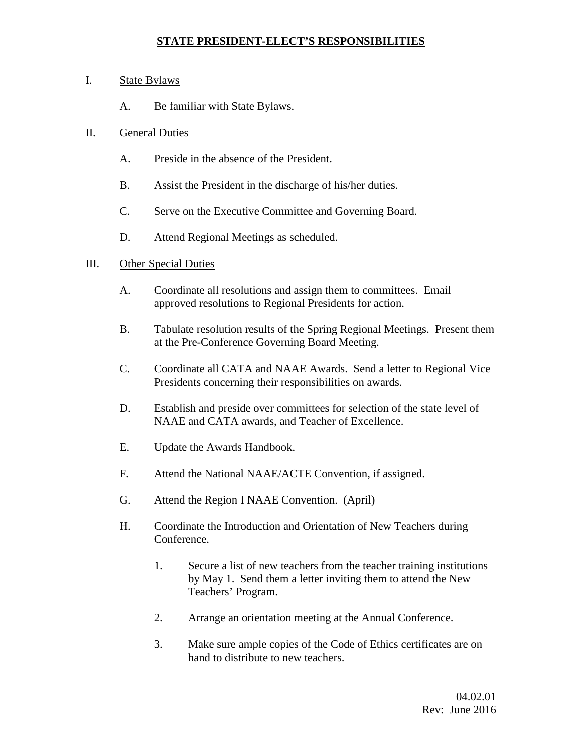# STATE PRESIDENT-ELECT'S RESPONSIBILITIES

I. State Bylaws

   A. Be familiar with State Bylaws.

II. General Duties

   A. Preside in the absence of the President.

   B. Assist the President in the discharge of his/her duties.

   C. Serve on the Executive Committee and Governing Board.

   D. Attend Regional Meetings as scheduled.

III. Other Special Duties

   A. Coordinate all resolutions and assign them to committees. Email approved resolutions to Regional Presidents for action.

   B. Tabulate resolution results of the Spring Regional Meetings. Present them at the Pre-Conference Governing Board Meeting.

   C. Coordinate all CATA and NAAE Awards. Send a letter to Regional Vice Presidents concerning their responsibilities on awards.

   D. Establish and preside over committees for selection of the state level of NAAE and CATA awards, and Teacher of Excellence.

   E. Update the Awards Handbook.

   F. Attend the National NAAE/ACTE Convention, if assigned.

   G. Attend the Region I NAAE Convention. (April)

   H. Coordinate the Introduction and Orientation of New Teachers during Conference.

      1. Secure a list of new teachers from the teacher training institutions by May 1. Send them a letter inviting them to attend the New Teachers' Program.

      2. Arrange an orientation meeting at the Annual Conference.

      3. Make sure ample copies of the Code of Ethics certificates are on hand to distribute to new teachers.

04.02.01
Rev: June 2016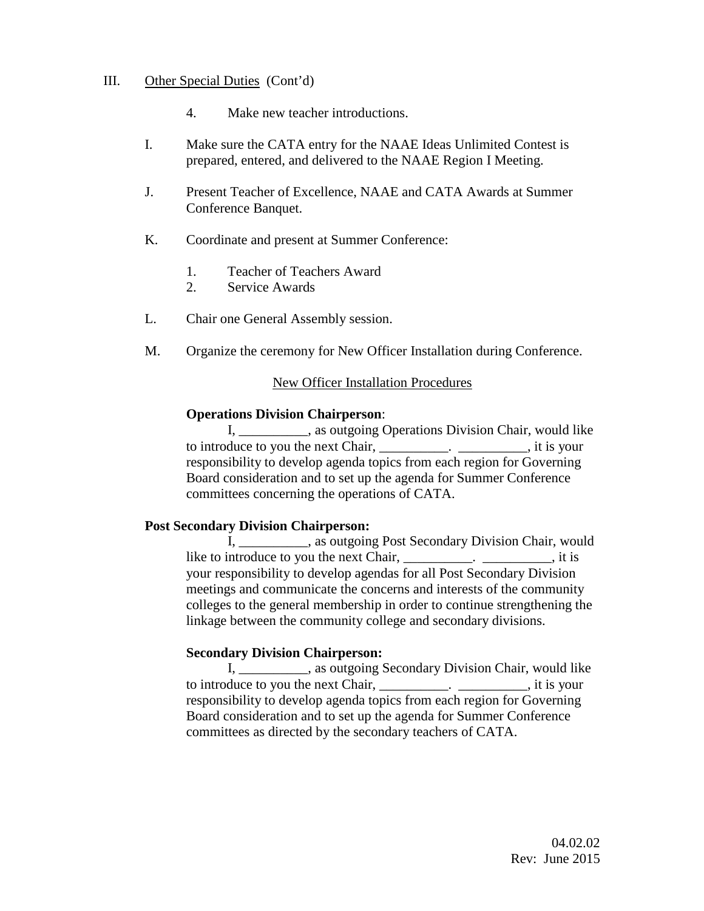III. Other Special Duties (Cont'd)

4. Make new teacher introductions.

I. Make sure the CATA entry for the NAAE Ideas Unlimited Contest is prepared, entered, and delivered to the NAAE Region I Meeting.

J. Present Teacher of Excellence, NAAE and CATA Awards at Summer Conference Banquet.

K. Coordinate and present at Summer Conference:

1. Teacher of Teachers Award
2. Service Awards

L. Chair one General Assembly session.

M. Organize the ceremony for New Officer Installation during Conference.

New Officer Installation Procedures

**Operations Division Chairperson**:

I, __________, as outgoing Operations Division Chair, would like to introduce to you the next Chair, __________. __________, it is your responsibility to develop agenda topics from each region for Governing Board consideration and to set up the agenda for Summer Conference committees concerning the operations of CATA.

**Post Secondary Division Chairperson:**

I, __________, as outgoing Post Secondary Division Chair, would like to introduce to you the next Chair, __________. __________, it is your responsibility to develop agendas for all Post Secondary Division meetings and communicate the concerns and interests of the community colleges to the general membership in order to continue strengthening the linkage between the community college and secondary divisions.

**Secondary Division Chairperson:**

I, __________, as outgoing Secondary Division Chair, would like to introduce to you the next Chair, __________. __________, it is your responsibility to develop agenda topics from each region for Governing Board consideration and to set up the agenda for Summer Conference committees as directed by the secondary teachers of CATA.

04.02.02
Rev: June 2015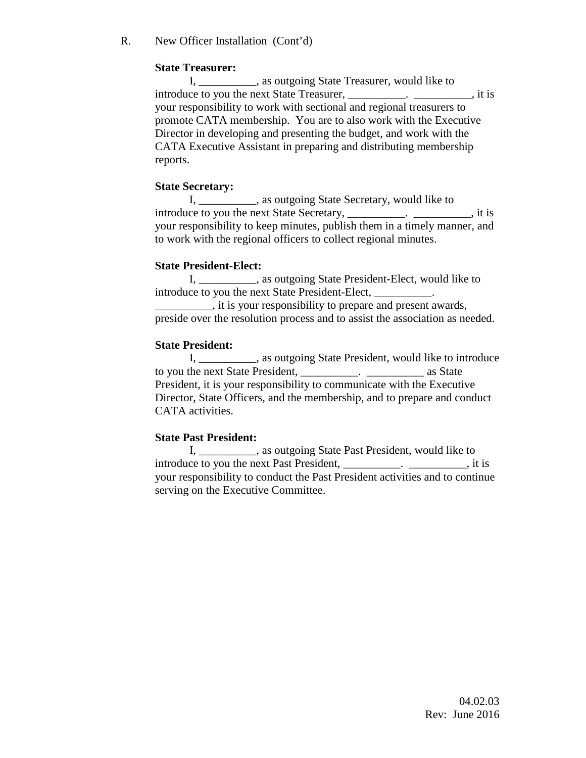R. New Officer Installation (Cont'd)

**State Treasurer:**

I, __________, as outgoing State Treasurer, would like to introduce to you the next State Treasurer, __________. __________, it is your responsibility to work with sectional and regional treasurers to promote CATA membership. You are to also work with the Executive Director in developing and presenting the budget, and work with the CATA Executive Assistant in preparing and distributing membership reports.

**State Secretary:**

I, __________, as outgoing State Secretary, would like to introduce to you the next State Secretary, __________. __________, it is your responsibility to keep minutes, publish them in a timely manner, and to work with the regional officers to collect regional minutes.

**State President-Elect:**

I, __________, as outgoing State President-Elect, would like to introduce to you the next State President-Elect, __________. __________, it is your responsibility to prepare and present awards, preside over the resolution process and to assist the association as needed.

**State President:**

I, __________, as outgoing State President, would like to introduce to you the next State President, __________. __________ as State President, it is your responsibility to communicate with the Executive Director, State Officers, and the membership, and to prepare and conduct CATA activities.

**State Past President:**

I, __________, as outgoing State Past President, would like to introduce to you the next Past President, __________. __________, it is your responsibility to conduct the Past President activities and to continue serving on the Executive Committee.

04.02.03
Rev: June 2016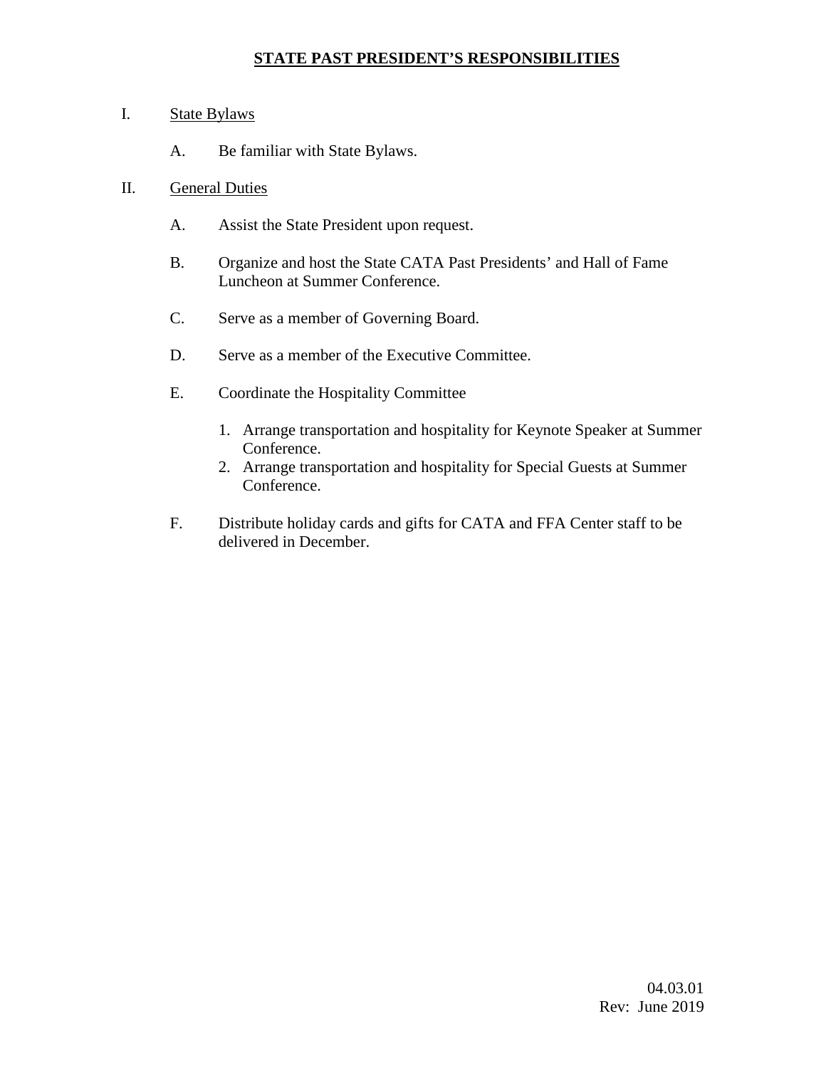# STATE PAST PRESIDENT'S RESPONSIBILITIES

I. State Bylaws

  A. Be familiar with State Bylaws.

II. General Duties

  A. Assist the State President upon request.

  B. Organize and host the State CATA Past Presidents' and Hall of Fame Luncheon at Summer Conference.

  C. Serve as a member of Governing Board.

  D. Serve as a member of the Executive Committee.

  E. Coordinate the Hospitality Committee

   1. Arrange transportation and hospitality for Keynote Speaker at Summer Conference.
   2. Arrange transportation and hospitality for Special Guests at Summer Conference.

  F. Distribute holiday cards and gifts for CATA and FFA Center staff to be delivered in December.

04.03.01
Rev: June 2019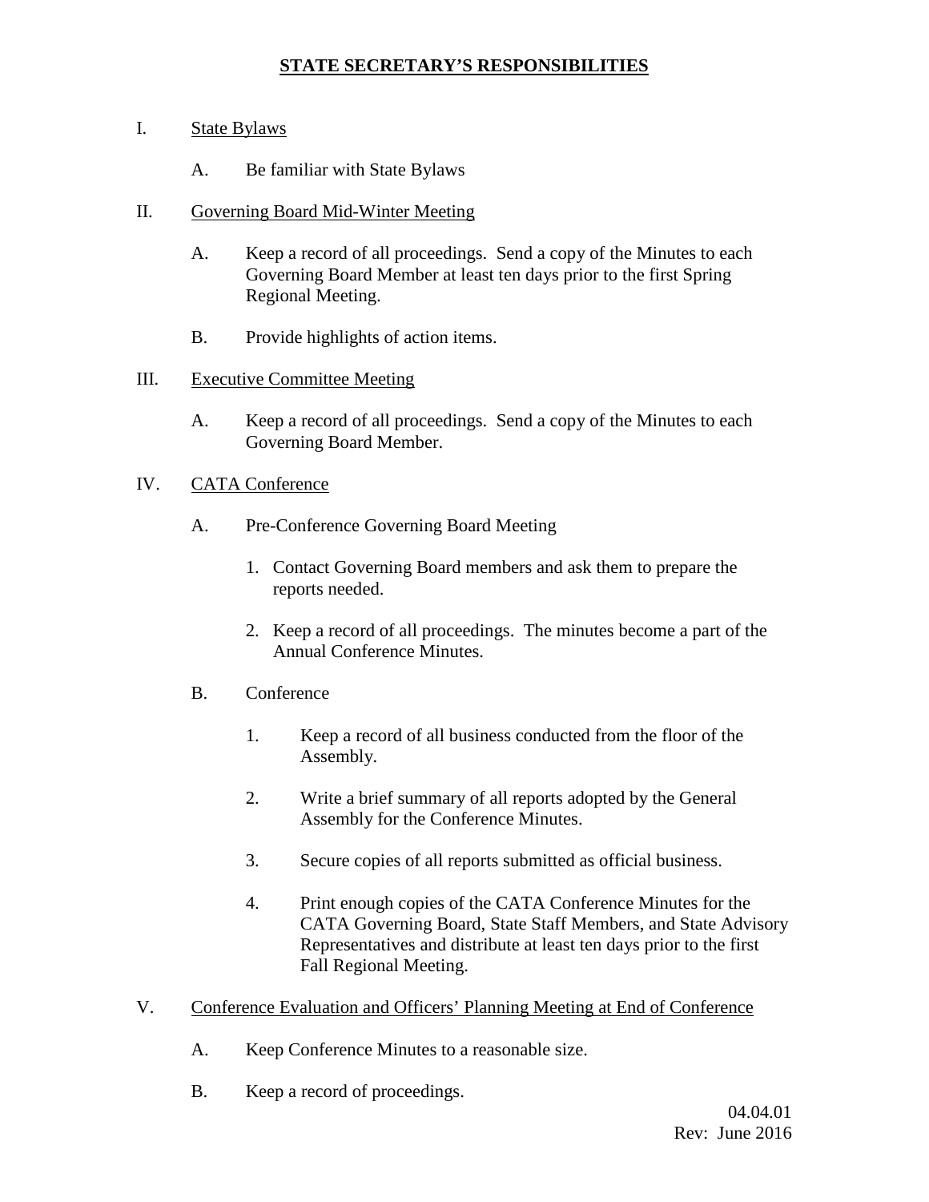# STATE SECRETARY'S RESPONSIBILITIES

I. State Bylaws

  A. Be familiar with State Bylaws

II. Governing Board Mid-Winter Meeting

  A. Keep a record of all proceedings. Send a copy of the Minutes to each Governing Board Member at least ten days prior to the first Spring Regional Meeting.

  B. Provide highlights of action items.

III. Executive Committee Meeting

  A. Keep a record of all proceedings. Send a copy of the Minutes to each Governing Board Member.

IV. CATA Conference

  A. Pre-Conference Governing Board Meeting

    1. Contact Governing Board members and ask them to prepare the reports needed.

    2. Keep a record of all proceedings. The minutes become a part of the Annual Conference Minutes.

  B. Conference

    1. Keep a record of all business conducted from the floor of the Assembly.

    2. Write a brief summary of all reports adopted by the General Assembly for the Conference Minutes.

    3. Secure copies of all reports submitted as official business.

    4. Print enough copies of the CATA Conference Minutes for the CATA Governing Board, State Staff Members, and State Advisory Representatives and distribute at least ten days prior to the first Fall Regional Meeting.

V. Conference Evaluation and Officers' Planning Meeting at End of Conference

  A. Keep Conference Minutes to a reasonable size.

  B. Keep a record of proceedings.

04.04.01
Rev: June 2016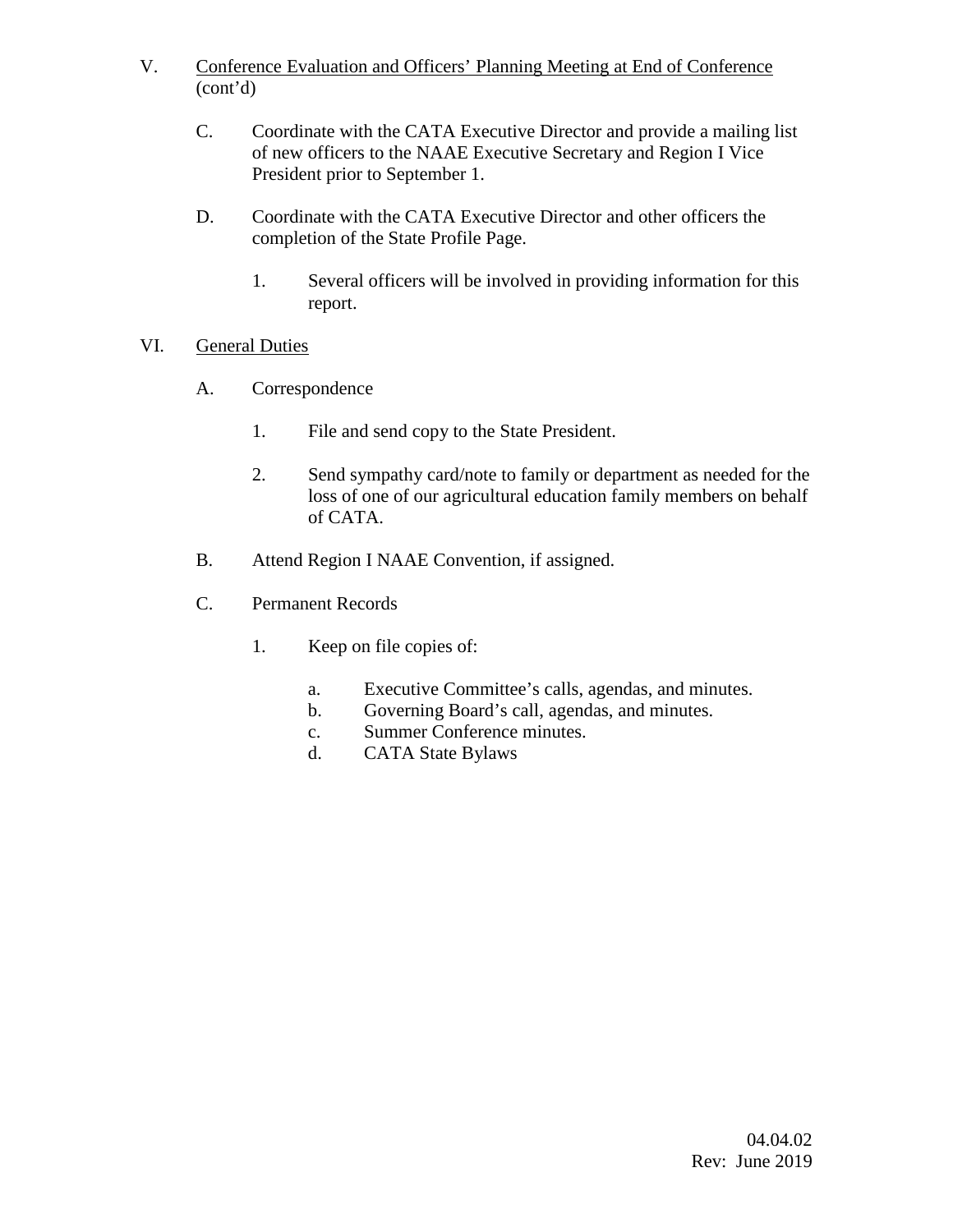V. <u>Conference Evaluation and Officers' Planning Meeting at End of Conference</u> (cont'd)

C. Coordinate with the CATA Executive Director and provide a mailing list of new officers to the NAAE Executive Secretary and Region I Vice President prior to September 1.

D. Coordinate with the CATA Executive Director and other officers the completion of the State Profile Page.

1. Several officers will be involved in providing information for this report.

VI. <u>General Duties</u>

A. Correspondence

1. File and send copy to the State President.

2. Send sympathy card/note to family or department as needed for the loss of one of our agricultural education family members on behalf of CATA.

B. Attend Region I NAAE Convention, if assigned.

C. Permanent Records

1. Keep on file copies of:

a. Executive Committee's calls, agendas, and minutes.
b. Governing Board's call, agendas, and minutes.
c. Summer Conference minutes.
d. CATA State Bylaws

04.04.02
Rev: June 2019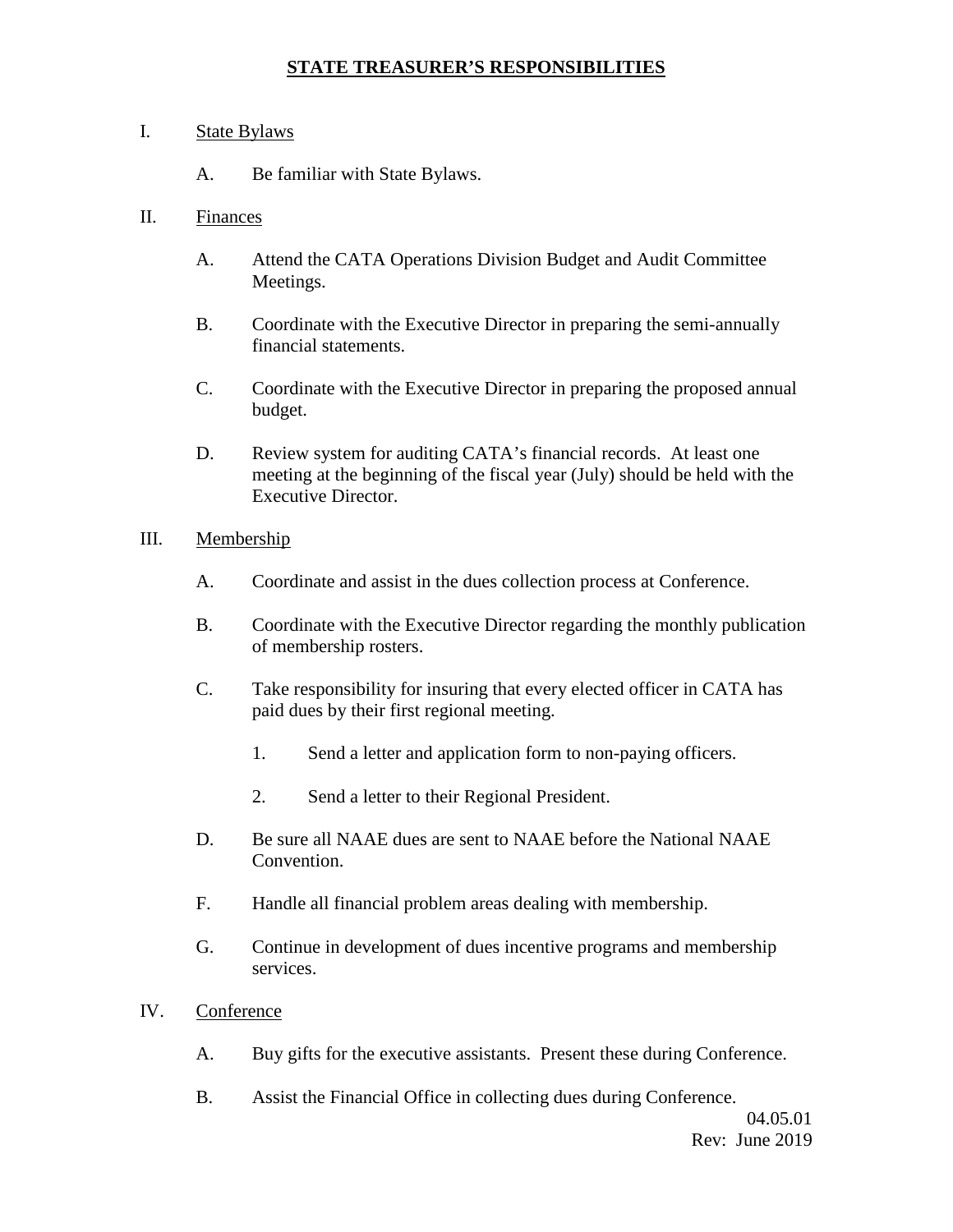# STATE TREASURER'S RESPONSIBILITIES

I. State Bylaws

   A. Be familiar with State Bylaws.

II. Finances

   A. Attend the CATA Operations Division Budget and Audit Committee Meetings.

   B. Coordinate with the Executive Director in preparing the semi-annually financial statements.

   C. Coordinate with the Executive Director in preparing the proposed annual budget.

   D. Review system for auditing CATA's financial records. At least one meeting at the beginning of the fiscal year (July) should be held with the Executive Director.

III. Membership

   A. Coordinate and assist in the dues collection process at Conference.

   B. Coordinate with the Executive Director regarding the monthly publication of membership rosters.

   C. Take responsibility for insuring that every elected officer in CATA has paid dues by their first regional meeting.

      1. Send a letter and application form to non-paying officers.

      2. Send a letter to their Regional President.

   D. Be sure all NAAE dues are sent to NAAE before the National NAAE Convention.

   F. Handle all financial problem areas dealing with membership.

   G. Continue in development of dues incentive programs and membership services.

IV. Conference

   A. Buy gifts for the executive assistants. Present these during Conference.

   B. Assist the Financial Office in collecting dues during Conference.

04.05.01
Rev: June 2019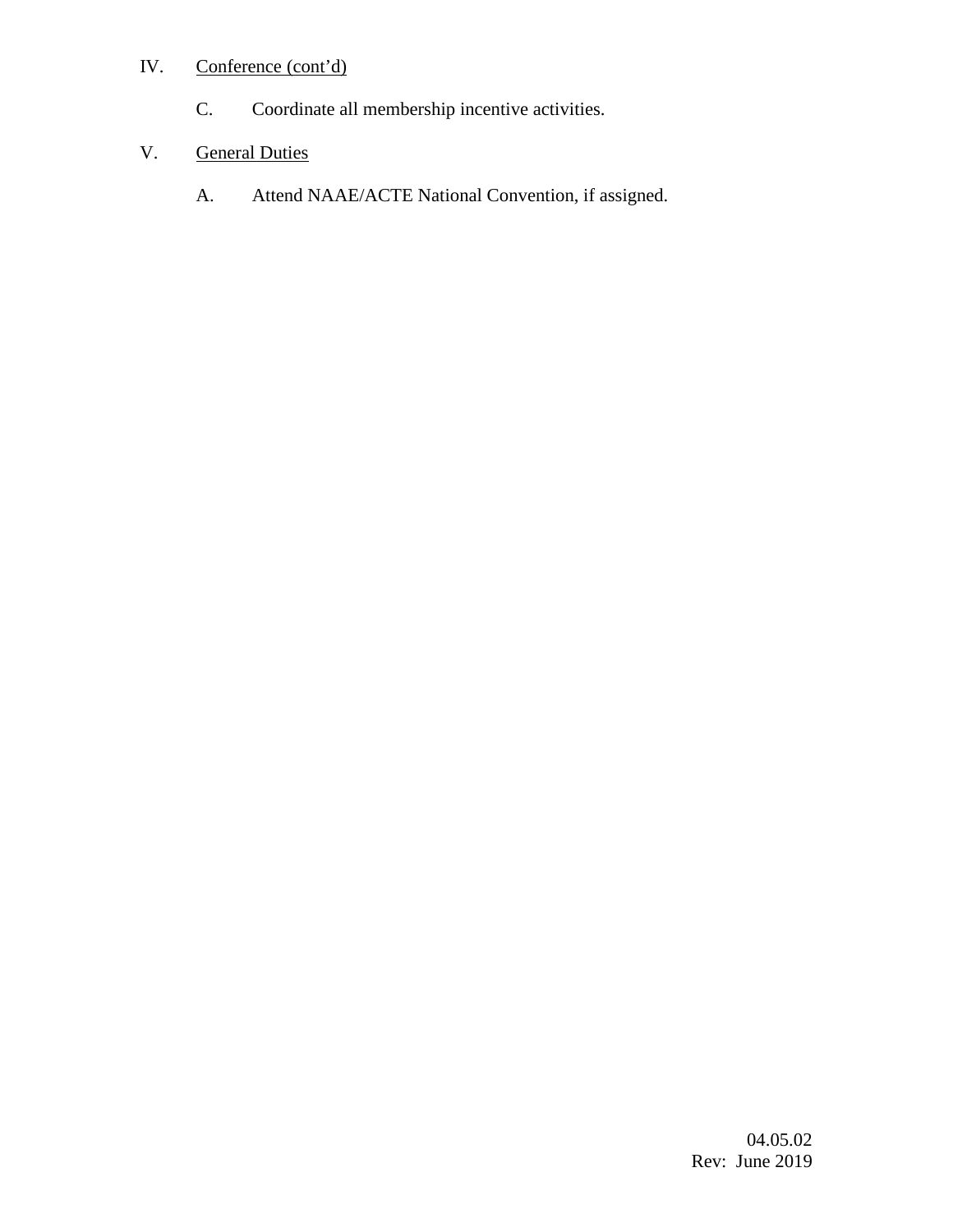IV. <u>Conference (cont'd)</u>

C. Coordinate all membership incentive activities.

V. <u>General Duties</u>

A. Attend NAAE/ACTE National Convention, if assigned.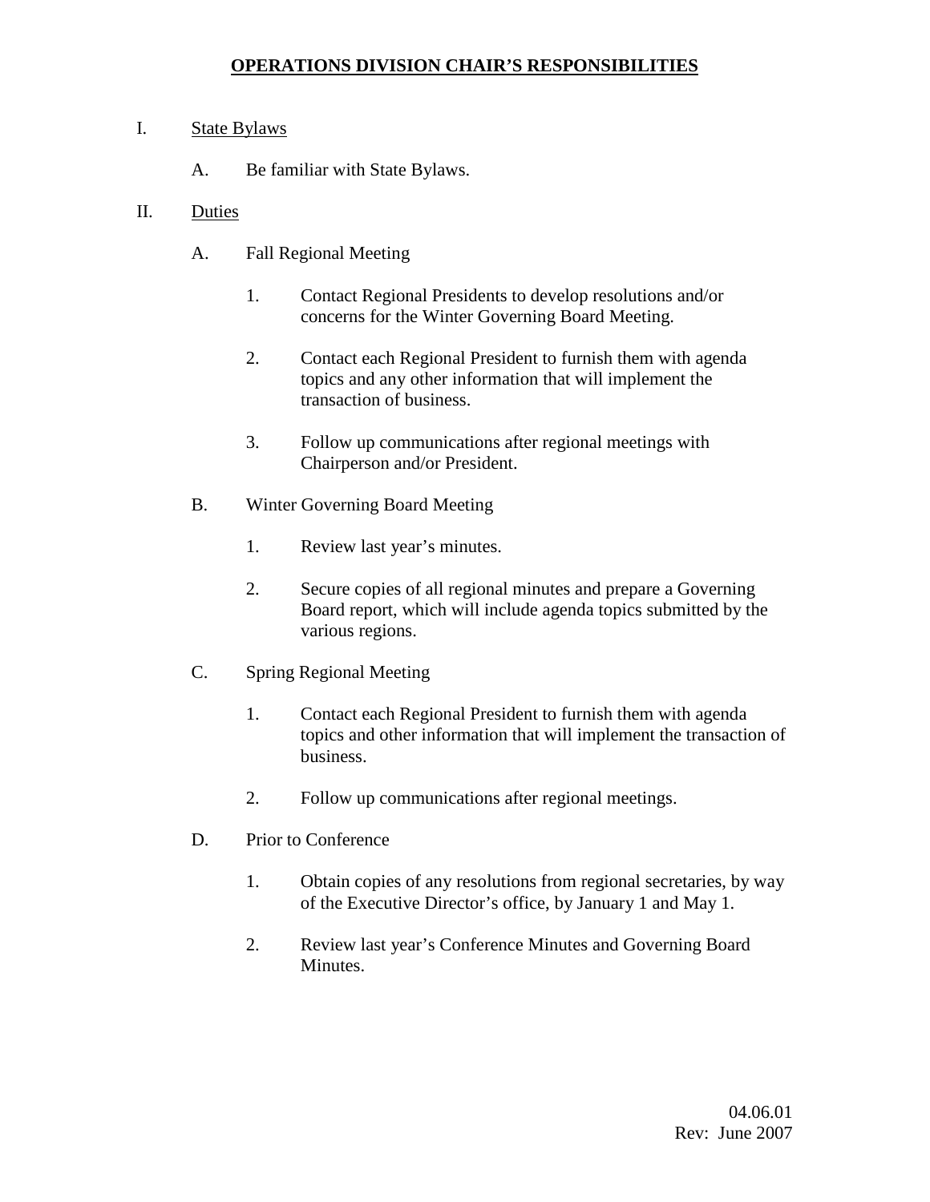# OPERATIONS DIVISION CHAIR'S RESPONSIBILITIES

I. State Bylaws

   A. Be familiar with State Bylaws.

II. Duties

   A. Fall Regional Meeting

      1. Contact Regional Presidents to develop resolutions and/or concerns for the Winter Governing Board Meeting.

      2. Contact each Regional President to furnish them with agenda topics and any other information that will implement the transaction of business.

      3. Follow up communications after regional meetings with Chairperson and/or President.

   B. Winter Governing Board Meeting

      1. Review last year's minutes.

      2. Secure copies of all regional minutes and prepare a Governing Board report, which will include agenda topics submitted by the various regions.

   C. Spring Regional Meeting

      1. Contact each Regional President to furnish them with agenda topics and other information that will implement the transaction of business.

      2. Follow up communications after regional meetings.

   D. Prior to Conference

      1. Obtain copies of any resolutions from regional secretaries, by way of the Executive Director's office, by January 1 and May 1.

      2. Review last year's Conference Minutes and Governing Board Minutes.

04.06.01
Rev: June 2007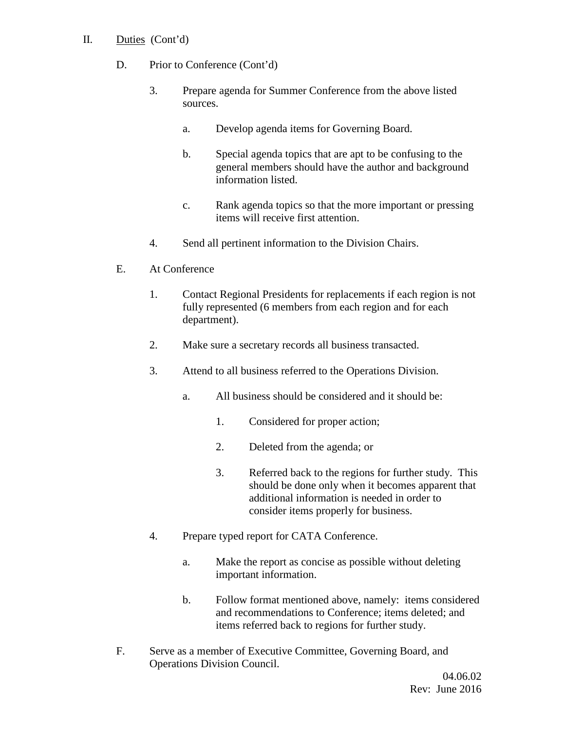II. Duties (Cont'd)

D. Prior to Conference (Cont'd)

3. Prepare agenda for Summer Conference from the above listed sources.

   a. Develop agenda items for Governing Board.

   b. Special agenda topics that are apt to be confusing to the general members should have the author and background information listed.

   c. Rank agenda topics so that the more important or pressing items will receive first attention.

4. Send all pertinent information to the Division Chairs.

E. At Conference

1. Contact Regional Presidents for replacements if each region is not fully represented (6 members from each region and for each department).

2. Make sure a secretary records all business transacted.

3. Attend to all business referred to the Operations Division.

   a. All business should be considered and it should be:

      1. Considered for proper action;

      2. Deleted from the agenda; or

      3. Referred back to the regions for further study. This should be done only when it becomes apparent that additional information is needed in order to consider items properly for business.

4. Prepare typed report for CATA Conference.

   a. Make the report as concise as possible without deleting important information.

   b. Follow format mentioned above, namely: items considered and recommendations to Conference; items deleted; and items referred back to regions for further study.

F. Serve as a member of Executive Committee, Governing Board, and Operations Division Council.

04.06.02
Rev: June 2016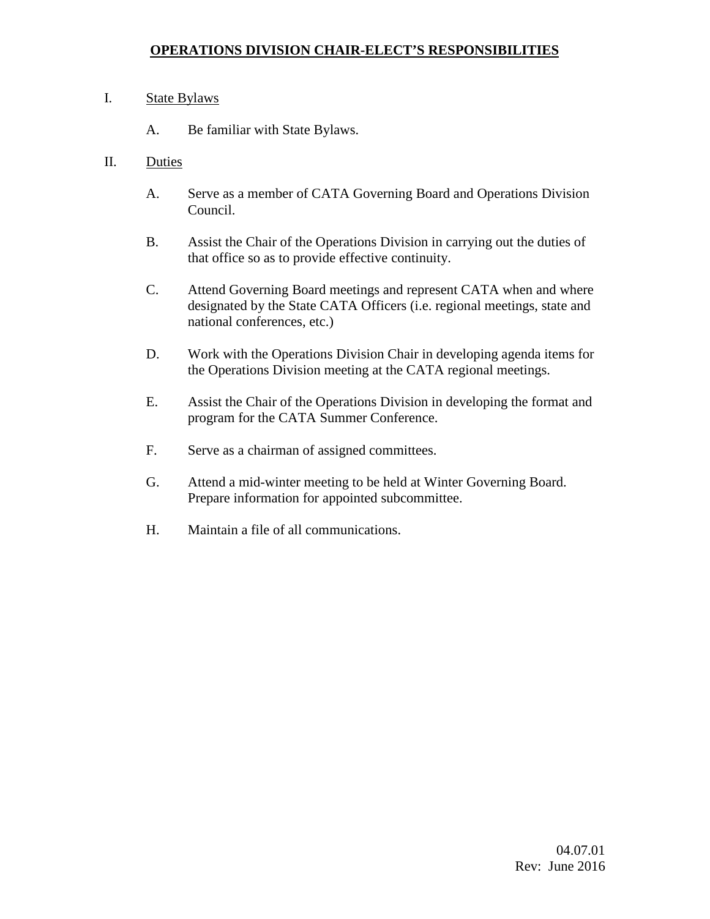# OPERATIONS DIVISION CHAIR-ELECT'S RESPONSIBILITIES

I. State Bylaws

   A. Be familiar with State Bylaws.

II. Duties

   A. Serve as a member of CATA Governing Board and Operations Division Council.

   B. Assist the Chair of the Operations Division in carrying out the duties of that office so as to provide effective continuity.

   C. Attend Governing Board meetings and represent CATA when and where designated by the State CATA Officers (i.e. regional meetings, state and national conferences, etc.)

   D. Work with the Operations Division Chair in developing agenda items for the Operations Division meeting at the CATA regional meetings.

   E. Assist the Chair of the Operations Division in developing the format and program for the CATA Summer Conference.

   F. Serve as a chairman of assigned committees.

   G. Attend a mid-winter meeting to be held at Winter Governing Board. Prepare information for appointed subcommittee.

   H. Maintain a file of all communications.

04.07.01
Rev: June 2016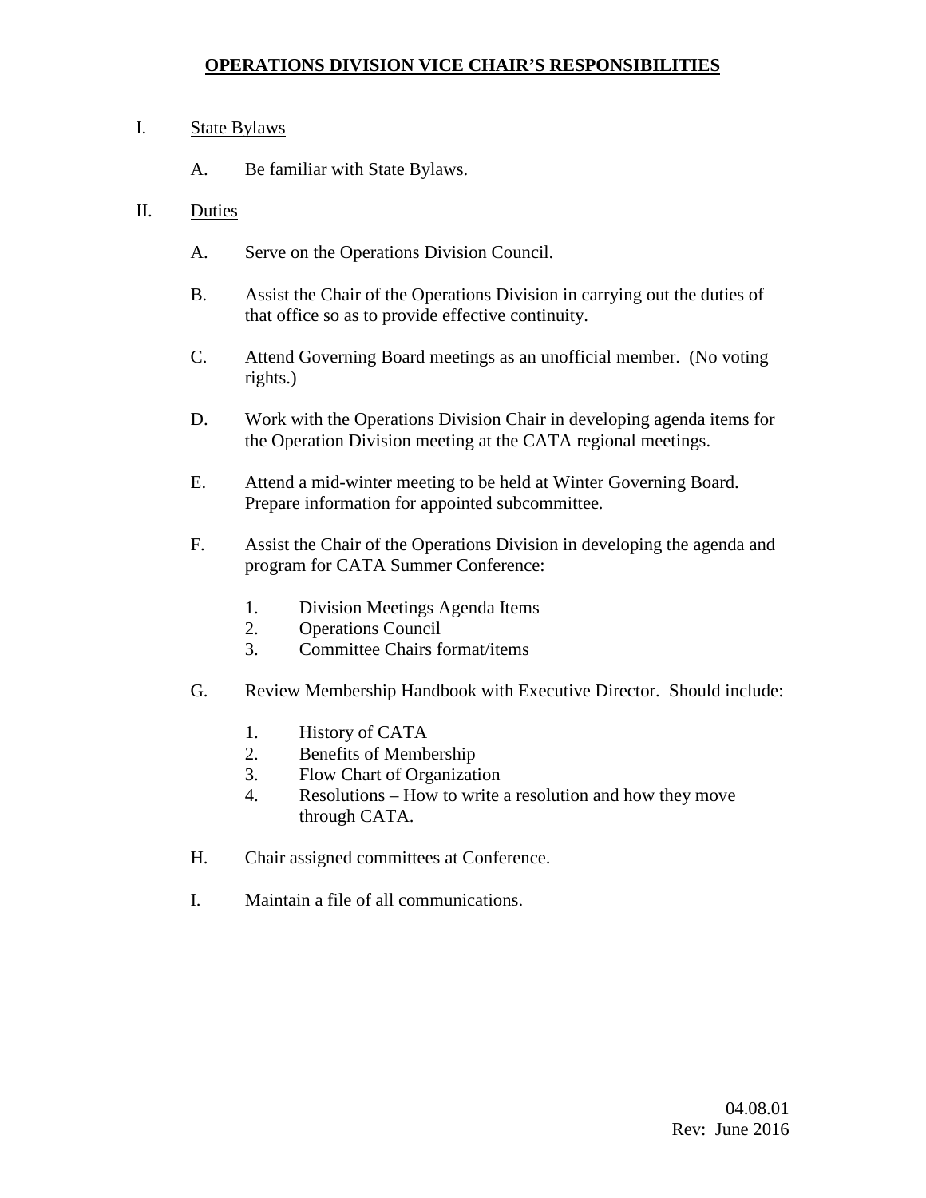# OPERATIONS DIVISION VICE CHAIR'S RESPONSIBILITIES

I. State Bylaws

   A. Be familiar with State Bylaws.

II. Duties

   A. Serve on the Operations Division Council.

   B. Assist the Chair of the Operations Division in carrying out the duties of that office so as to provide effective continuity.

   C. Attend Governing Board meetings as an unofficial member. (No voting rights.)

   D. Work with the Operations Division Chair in developing agenda items for the Operation Division meeting at the CATA regional meetings.

   E. Attend a mid-winter meeting to be held at Winter Governing Board. Prepare information for appointed subcommittee.

   F. Assist the Chair of the Operations Division in developing the agenda and program for CATA Summer Conference:

      1. Division Meetings Agenda Items
      2. Operations Council
      3. Committee Chairs format/items

   G. Review Membership Handbook with Executive Director. Should include:

      1. History of CATA
      2. Benefits of Membership
      3. Flow Chart of Organization
      4. Resolutions – How to write a resolution and how they move through CATA.

   H. Chair assigned committees at Conference.

   I. Maintain a file of all communications.

04.08.01
Rev: June 2016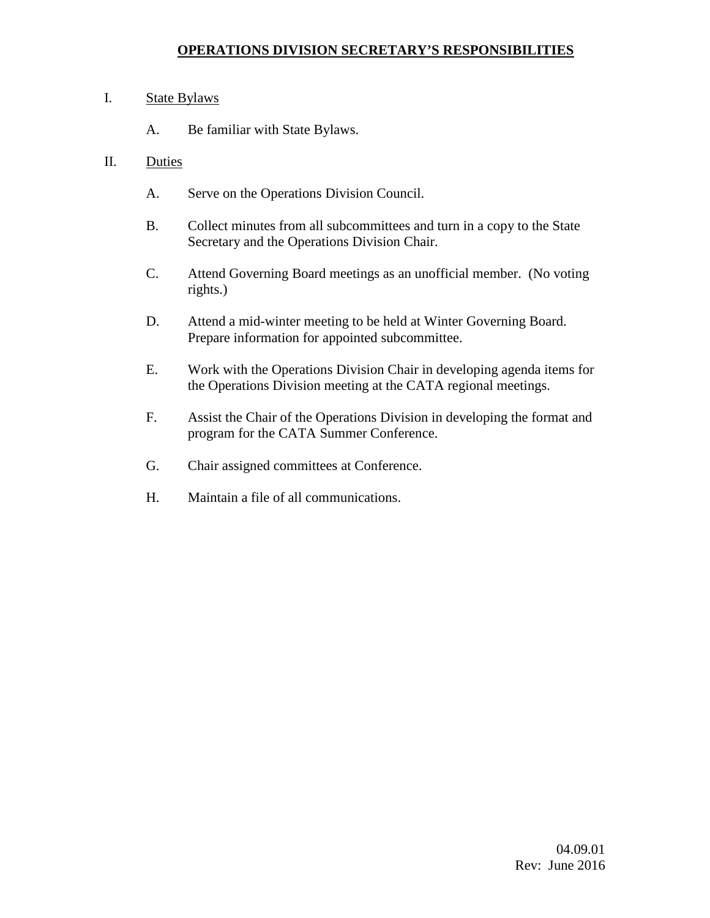# OPERATIONS DIVISION SECRETARY'S RESPONSIBILITIES

I. State Bylaws

   A. Be familiar with State Bylaws.

II. Duties

   A. Serve on the Operations Division Council.

   B. Collect minutes from all subcommittees and turn in a copy to the State Secretary and the Operations Division Chair.

   C. Attend Governing Board meetings as an unofficial member. (No voting rights.)

   D. Attend a mid-winter meeting to be held at Winter Governing Board. Prepare information for appointed subcommittee.

   E. Work with the Operations Division Chair in developing agenda items for the Operations Division meeting at the CATA regional meetings.

   F. Assist the Chair of the Operations Division in developing the format and program for the CATA Summer Conference.

   G. Chair assigned committees at Conference.

   H. Maintain a file of all communications.

04.09.01
Rev: June 2016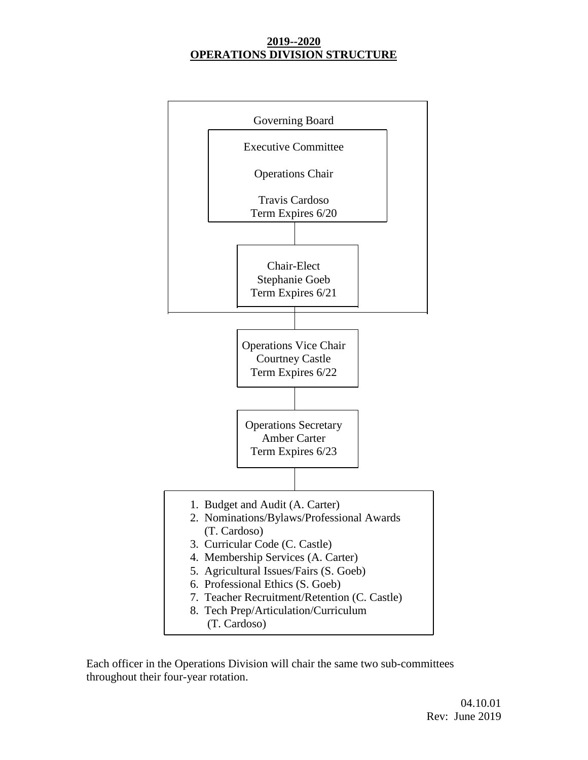# 2019--2020
# OPERATIONS DIVISION STRUCTURE

Governing Board

Executive Committee

Operations Chair

Travis Cardoso
Term Expires 6/20

Chair-Elect
Stephanie Goeb
Term Expires 6/21

Operations Vice Chair
Courtney Castle
Term Expires 6/22

Operations Secretary
Amber Carter
Term Expires 6/23

1. Budget and Audit (A. Carter)
2. Nominations/Bylaws/Professional Awards (T. Cardoso)
3. Curricular Code (C. Castle)
4. Membership Services (A. Carter)
5. Agricultural Issues/Fairs (S. Goeb)
6. Professional Ethics (S. Goeb)
7. Teacher Recruitment/Retention (C. Castle)
8. Tech Prep/Articulation/Curriculum (T. Cardoso)

Each officer in the Operations Division will chair the same two sub-committees throughout their four-year rotation.

04.10.01
Rev: June 2019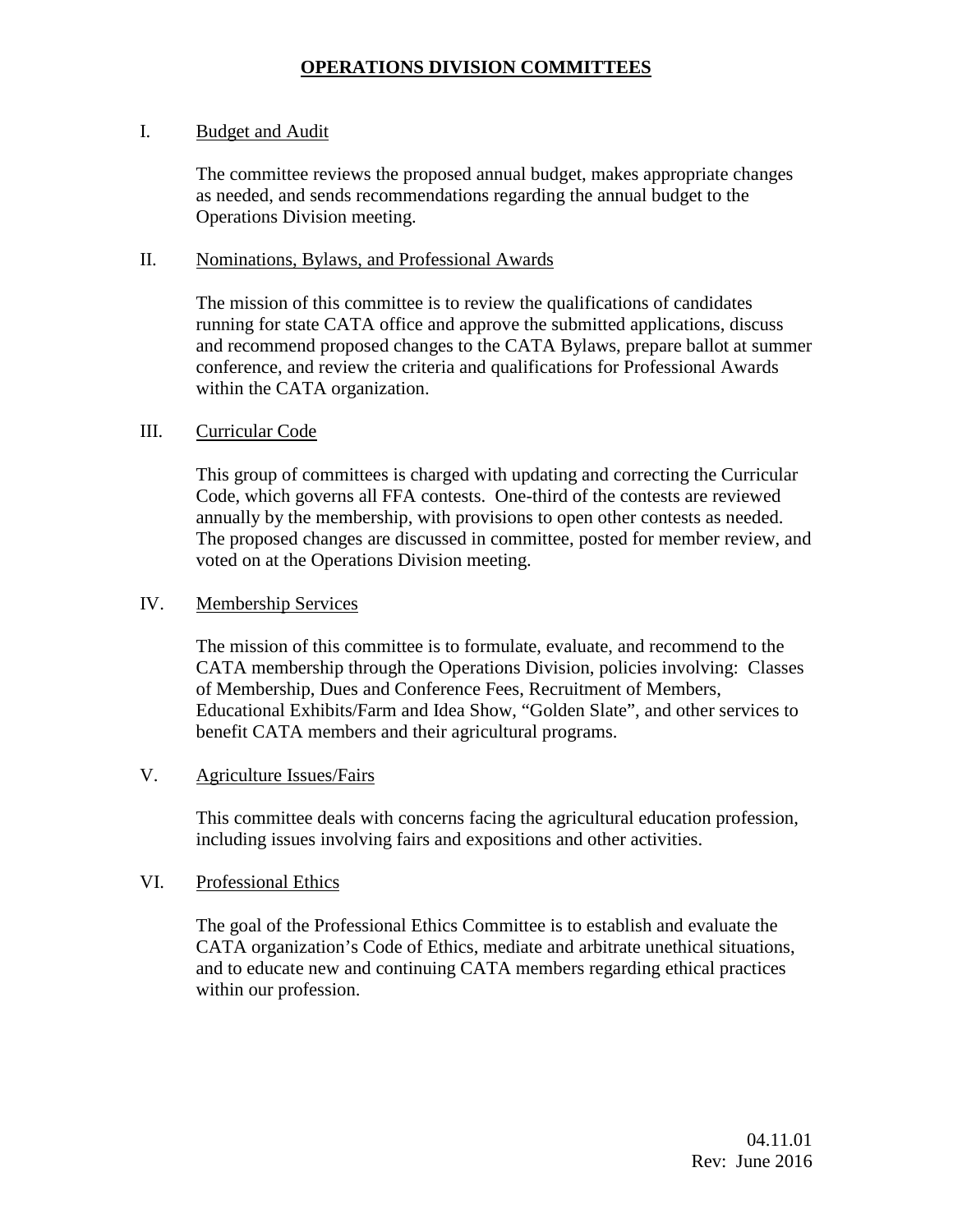# OPERATIONS DIVISION COMMITTEES

## I. Budget and Audit

The committee reviews the proposed annual budget, makes appropriate changes as needed, and sends recommendations regarding the annual budget to the Operations Division meeting.

## II. Nominations, Bylaws, and Professional Awards

The mission of this committee is to review the qualifications of candidates running for state CATA office and approve the submitted applications, discuss and recommend proposed changes to the CATA Bylaws, prepare ballot at summer conference, and review the criteria and qualifications for Professional Awards within the CATA organization.

## III. Curricular Code

This group of committees is charged with updating and correcting the Curricular Code, which governs all FFA contests. One-third of the contests are reviewed annually by the membership, with provisions to open other contests as needed. The proposed changes are discussed in committee, posted for member review, and voted on at the Operations Division meeting.

## IV. Membership Services

The mission of this committee is to formulate, evaluate, and recommend to the CATA membership through the Operations Division, policies involving: Classes of Membership, Dues and Conference Fees, Recruitment of Members, Educational Exhibits/Farm and Idea Show, "Golden Slate", and other services to benefit CATA members and their agricultural programs.

## V. Agriculture Issues/Fairs

This committee deals with concerns facing the agricultural education profession, including issues involving fairs and expositions and other activities.

## VI. Professional Ethics

The goal of the Professional Ethics Committee is to establish and evaluate the CATA organization's Code of Ethics, mediate and arbitrate unethical situations, and to educate new and continuing CATA members regarding ethical practices within our profession.

04.11.01
Rev: June 2016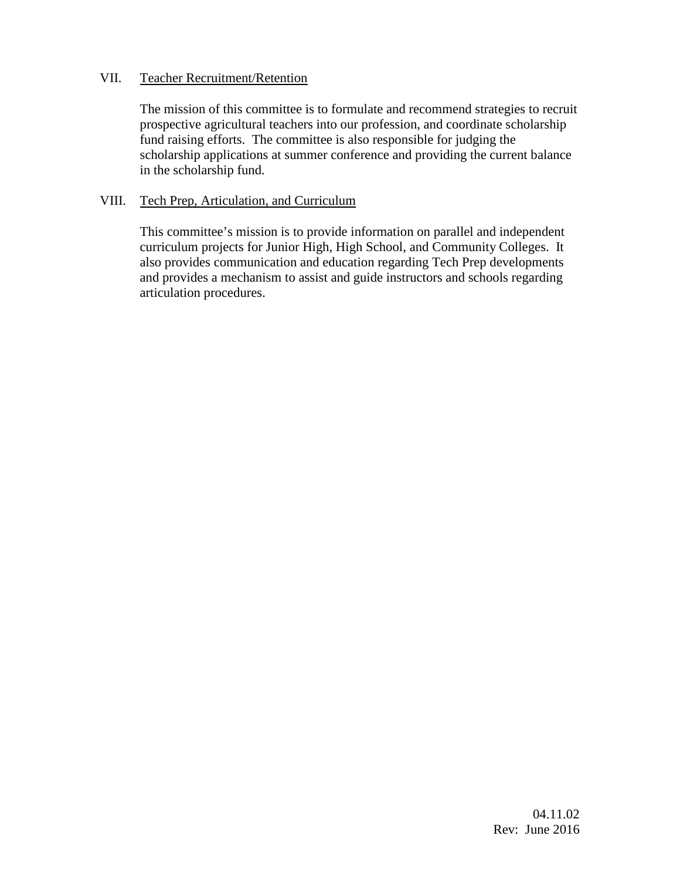VII. Teacher Recruitment/Retention

The mission of this committee is to formulate and recommend strategies to recruit prospective agricultural teachers into our profession, and coordinate scholarship fund raising efforts. The committee is also responsible for judging the scholarship applications at summer conference and providing the current balance in the scholarship fund.

VIII. Tech Prep, Articulation, and Curriculum

This committee's mission is to provide information on parallel and independent curriculum projects for Junior High, High School, and Community Colleges. It also provides communication and education regarding Tech Prep developments and provides a mechanism to assist and guide instructors and schools regarding articulation procedures.

04.11.02
Rev: June 2016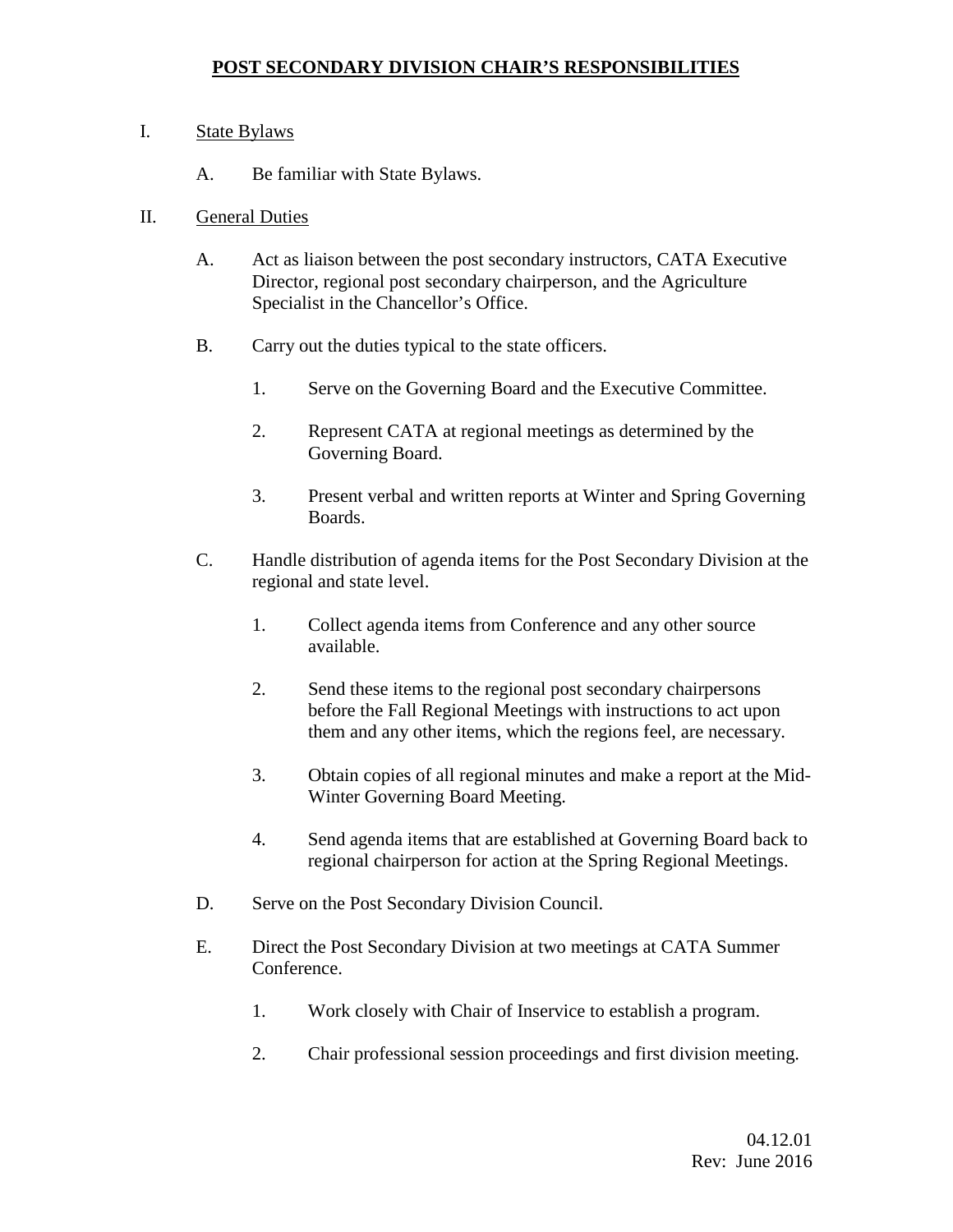# POST SECONDARY DIVISION CHAIR'S RESPONSIBILITIES

I. State Bylaws

   A. Be familiar with State Bylaws.

II. General Duties

   A. Act as liaison between the post secondary instructors, CATA Executive Director, regional post secondary chairperson, and the Agriculture Specialist in the Chancellor's Office.

   B. Carry out the duties typical to the state officers.

      1. Serve on the Governing Board and the Executive Committee.

      2. Represent CATA at regional meetings as determined by the Governing Board.

      3. Present verbal and written reports at Winter and Spring Governing Boards.

   C. Handle distribution of agenda items for the Post Secondary Division at the regional and state level.

      1. Collect agenda items from Conference and any other source available.

      2. Send these items to the regional post secondary chairpersons before the Fall Regional Meetings with instructions to act upon them and any other items, which the regions feel, are necessary.

      3. Obtain copies of all regional minutes and make a report at the Mid-Winter Governing Board Meeting.

      4. Send agenda items that are established at Governing Board back to regional chairperson for action at the Spring Regional Meetings.

   D. Serve on the Post Secondary Division Council.

   E. Direct the Post Secondary Division at two meetings at CATA Summer Conference.

      1. Work closely with Chair of Inservice to establish a program.

      2. Chair professional session proceedings and first division meeting.

04.12.01
Rev: June 2016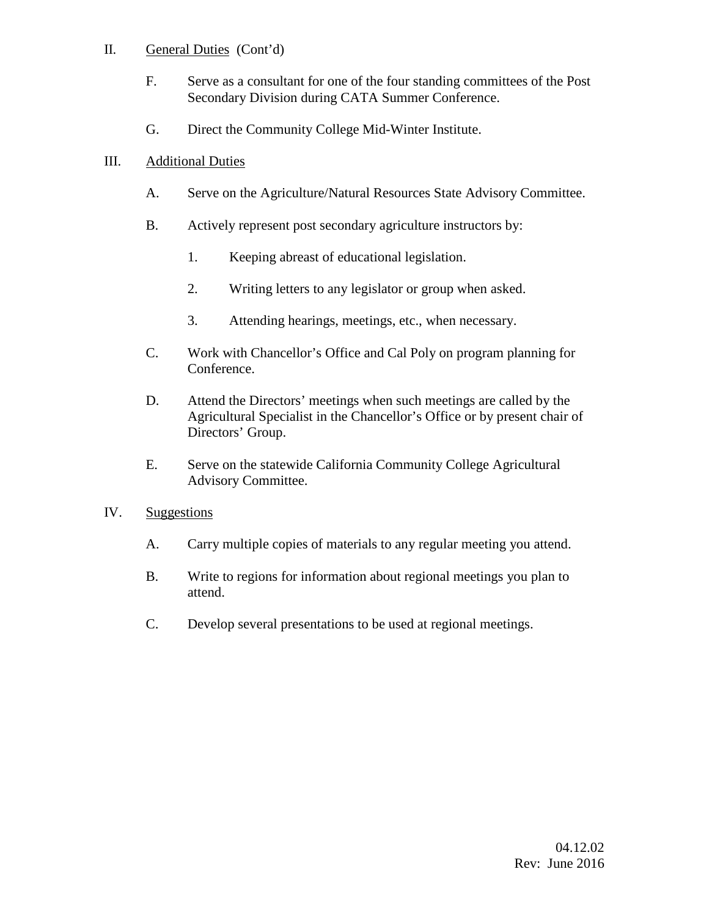II. General Duties (Cont'd)

F. Serve as a consultant for one of the four standing committees of the Post Secondary Division during CATA Summer Conference.

G. Direct the Community College Mid-Winter Institute.

III. Additional Duties

A. Serve on the Agriculture/Natural Resources State Advisory Committee.

B. Actively represent post secondary agriculture instructors by:

1. Keeping abreast of educational legislation.

2. Writing letters to any legislator or group when asked.

3. Attending hearings, meetings, etc., when necessary.

C. Work with Chancellor's Office and Cal Poly on program planning for Conference.

D. Attend the Directors' meetings when such meetings are called by the Agricultural Specialist in the Chancellor's Office or by present chair of Directors' Group.

E. Serve on the statewide California Community College Agricultural Advisory Committee.

IV. Suggestions

A. Carry multiple copies of materials to any regular meeting you attend.

B. Write to regions for information about regional meetings you plan to attend.

C. Develop several presentations to be used at regional meetings.

04.12.02
Rev: June 2016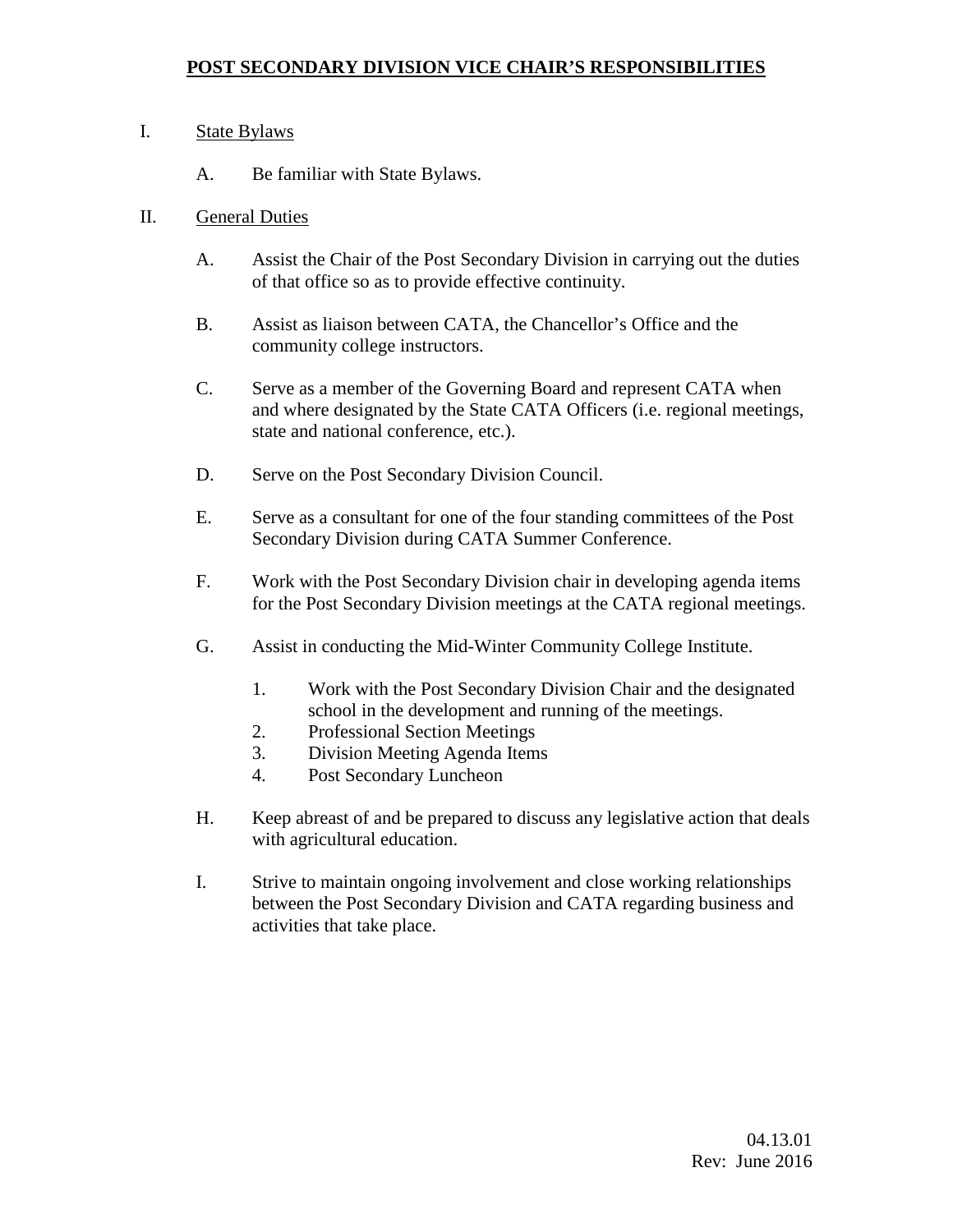# POST SECONDARY DIVISION VICE CHAIR'S RESPONSIBILITIES

I. State Bylaws

   A. Be familiar with State Bylaws.

II. General Duties

   A. Assist the Chair of the Post Secondary Division in carrying out the duties of that office so as to provide effective continuity.

   B. Assist as liaison between CATA, the Chancellor's Office and the community college instructors.

   C. Serve as a member of the Governing Board and represent CATA when and where designated by the State CATA Officers (i.e. regional meetings, state and national conference, etc.).

   D. Serve on the Post Secondary Division Council.

   E. Serve as a consultant for one of the four standing committees of the Post Secondary Division during CATA Summer Conference.

   F. Work with the Post Secondary Division chair in developing agenda items for the Post Secondary Division meetings at the CATA regional meetings.

   G. Assist in conducting the Mid-Winter Community College Institute.

      1. Work with the Post Secondary Division Chair and the designated school in the development and running of the meetings.
      2. Professional Section Meetings
      3. Division Meeting Agenda Items
      4. Post Secondary Luncheon

   H. Keep abreast of and be prepared to discuss any legislative action that deals with agricultural education.

   I. Strive to maintain ongoing involvement and close working relationships between the Post Secondary Division and CATA regarding business and activities that take place.

04.13.01
Rev: June 2016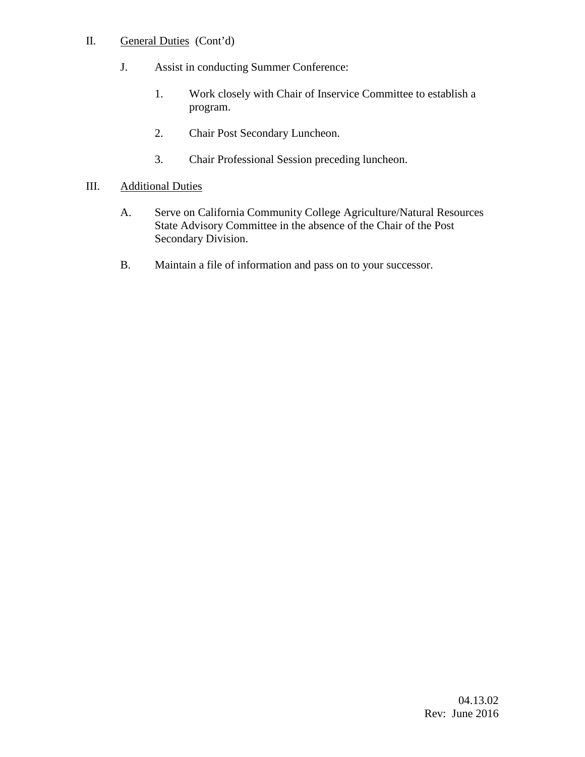II. General Duties (Cont'd)

J. Assist in conducting Summer Conference:

1. Work closely with Chair of Inservice Committee to establish a program.

2. Chair Post Secondary Luncheon.

3. Chair Professional Session preceding luncheon.

III. Additional Duties

A. Serve on California Community College Agriculture/Natural Resources State Advisory Committee in the absence of the Chair of the Post Secondary Division.

B. Maintain a file of information and pass on to your successor.

04.13.02
Rev: June 2016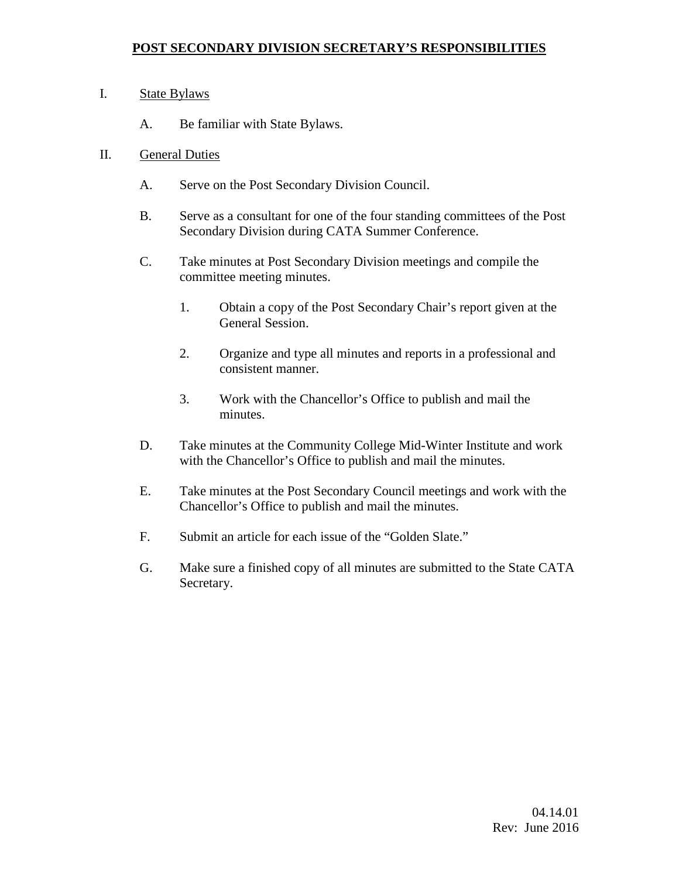# POST SECONDARY DIVISION SECRETARY'S RESPONSIBILITIES

I. State Bylaws

   A. Be familiar with State Bylaws.

II. General Duties

   A. Serve on the Post Secondary Division Council.

   B. Serve as a consultant for one of the four standing committees of the Post Secondary Division during CATA Summer Conference.

   C. Take minutes at Post Secondary Division meetings and compile the committee meeting minutes.

      1. Obtain a copy of the Post Secondary Chair's report given at the General Session.

      2. Organize and type all minutes and reports in a professional and consistent manner.

      3. Work with the Chancellor's Office to publish and mail the minutes.

   D. Take minutes at the Community College Mid-Winter Institute and work with the Chancellor's Office to publish and mail the minutes.

   E. Take minutes at the Post Secondary Council meetings and work with the Chancellor's Office to publish and mail the minutes.

   F. Submit an article for each issue of the "Golden Slate."

   G. Make sure a finished copy of all minutes are submitted to the State CATA Secretary.

04.14.01
Rev: June 2016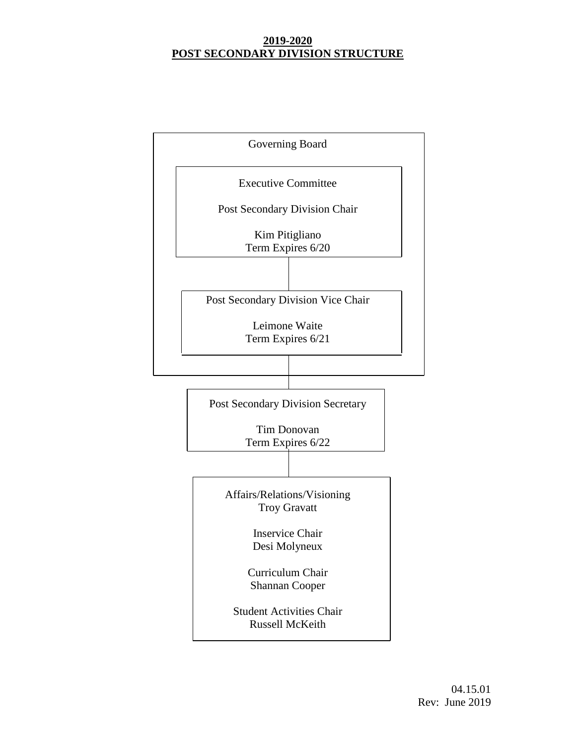# 2019-2020
# POST SECONDARY DIVISION STRUCTURE

Governing Board

Executive Committee

Post Secondary Division Chair

Kim Pitigliano
Term Expires 6/20

Post Secondary Division Vice Chair

Leimone Waite
Term Expires 6/21

Post Secondary Division Secretary

Tim Donovan
Term Expires 6/22

Affairs/Relations/Visioning
Troy Gravatt

Inservice Chair
Desi Molyneux

Curriculum Chair
Shannan Cooper

Student Activities Chair
Russell McKeith

04.15.01
Rev: June 2019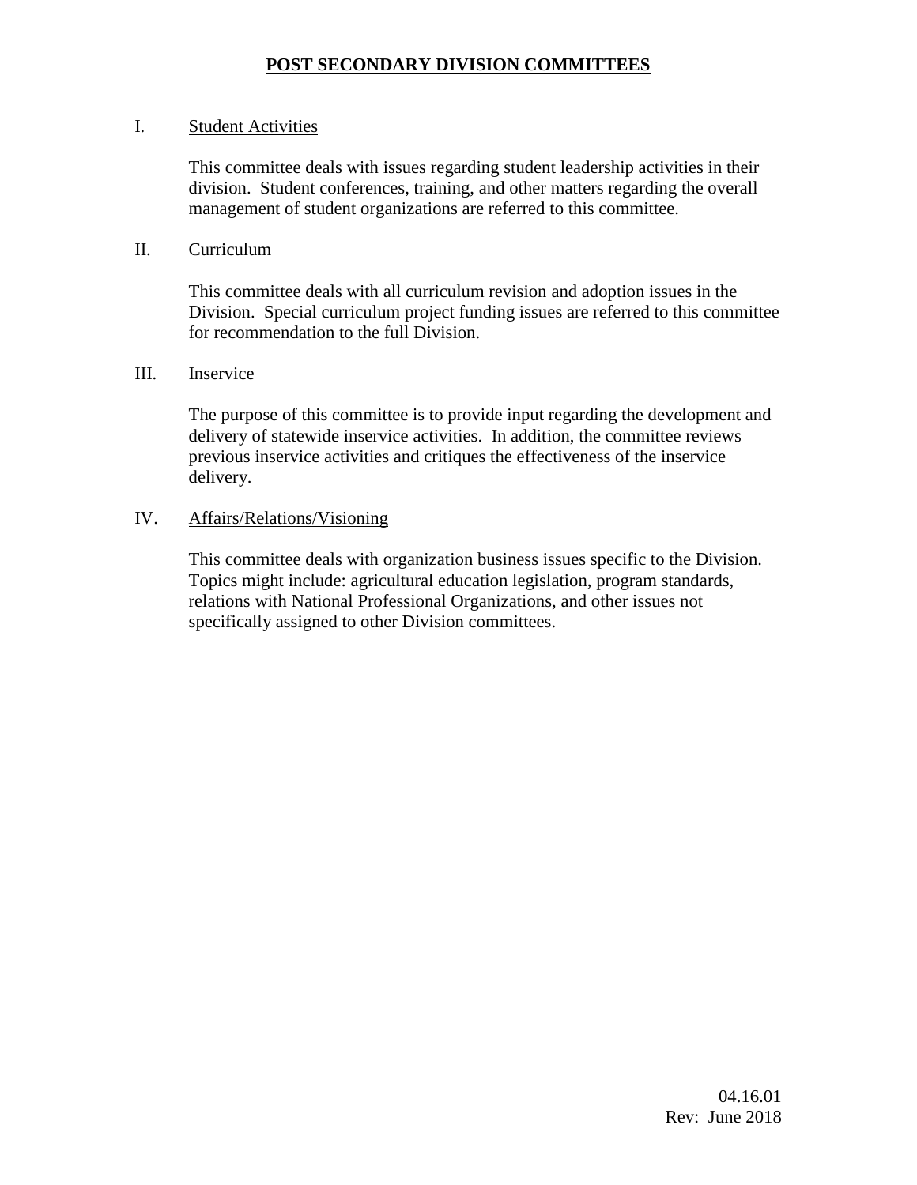# POST SECONDARY DIVISION COMMITTEES

I. Student Activities

This committee deals with issues regarding student leadership activities in their division. Student conferences, training, and other matters regarding the overall management of student organizations are referred to this committee.

II. Curriculum

This committee deals with all curriculum revision and adoption issues in the Division. Special curriculum project funding issues are referred to this committee for recommendation to the full Division.

III. Inservice

The purpose of this committee is to provide input regarding the development and delivery of statewide inservice activities. In addition, the committee reviews previous inservice activities and critiques the effectiveness of the inservice delivery.

IV. Affairs/Relations/Visioning

This committee deals with organization business issues specific to the Division. Topics might include: agricultural education legislation, program standards, relations with National Professional Organizations, and other issues not specifically assigned to other Division committees.

04.16.01
Rev: June 2018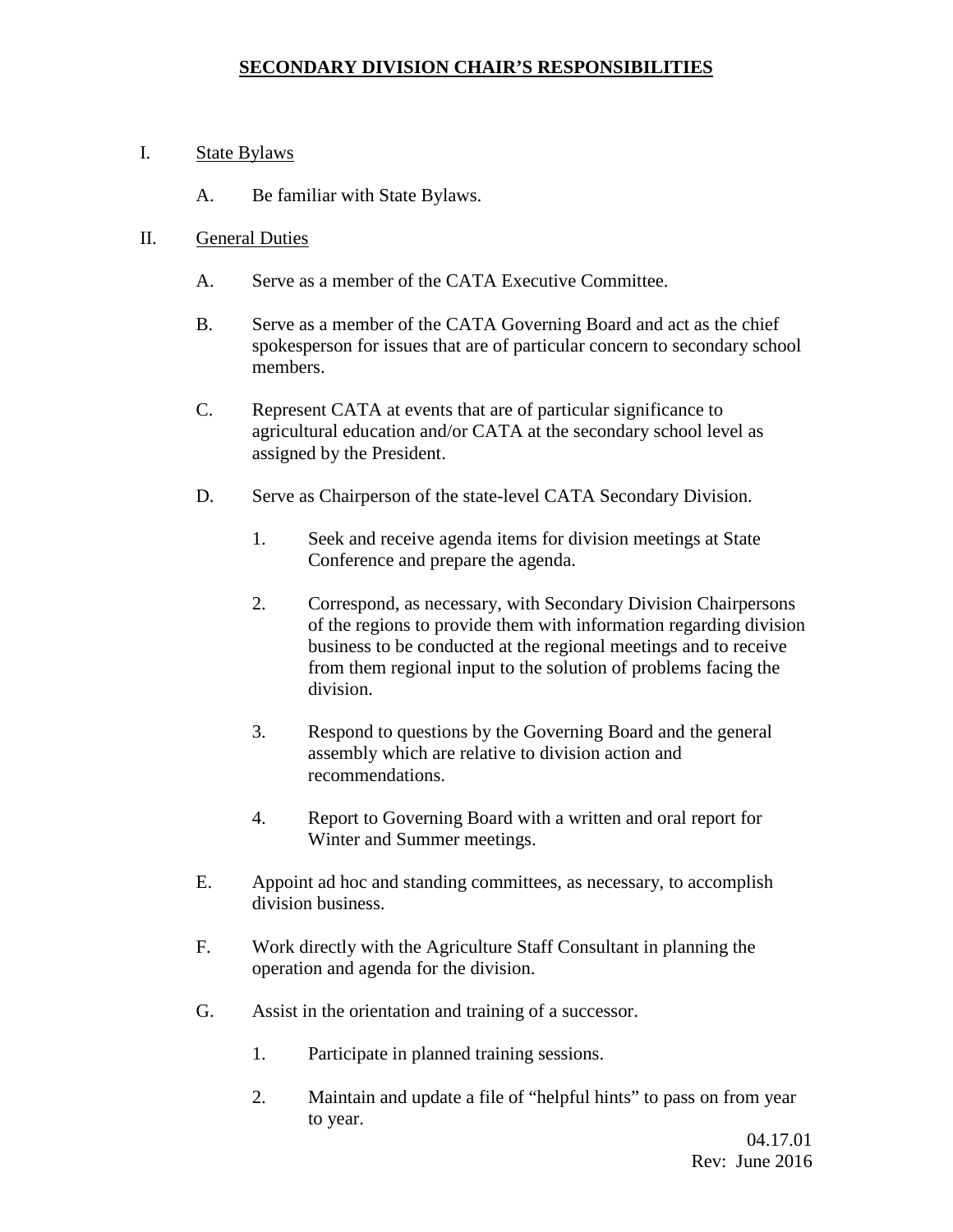# SECONDARY DIVISION CHAIR'S RESPONSIBILITIES

I. State Bylaws

   A. Be familiar with State Bylaws.

II. General Duties

   A. Serve as a member of the CATA Executive Committee.

   B. Serve as a member of the CATA Governing Board and act as the chief spokesperson for issues that are of particular concern to secondary school members.

   C. Represent CATA at events that are of particular significance to agricultural education and/or CATA at the secondary school level as assigned by the President.

   D. Serve as Chairperson of the state-level CATA Secondary Division.

      1. Seek and receive agenda items for division meetings at State Conference and prepare the agenda.

      2. Correspond, as necessary, with Secondary Division Chairpersons of the regions to provide them with information regarding division business to be conducted at the regional meetings and to receive from them regional input to the solution of problems facing the division.

      3. Respond to questions by the Governing Board and the general assembly which are relative to division action and recommendations.

      4. Report to Governing Board with a written and oral report for Winter and Summer meetings.

   E. Appoint ad hoc and standing committees, as necessary, to accomplish division business.

   F. Work directly with the Agriculture Staff Consultant in planning the operation and agenda for the division.

   G. Assist in the orientation and training of a successor.

      1. Participate in planned training sessions.

      2. Maintain and update a file of "helpful hints" to pass on from year to year.

04.17.01
Rev: June 2016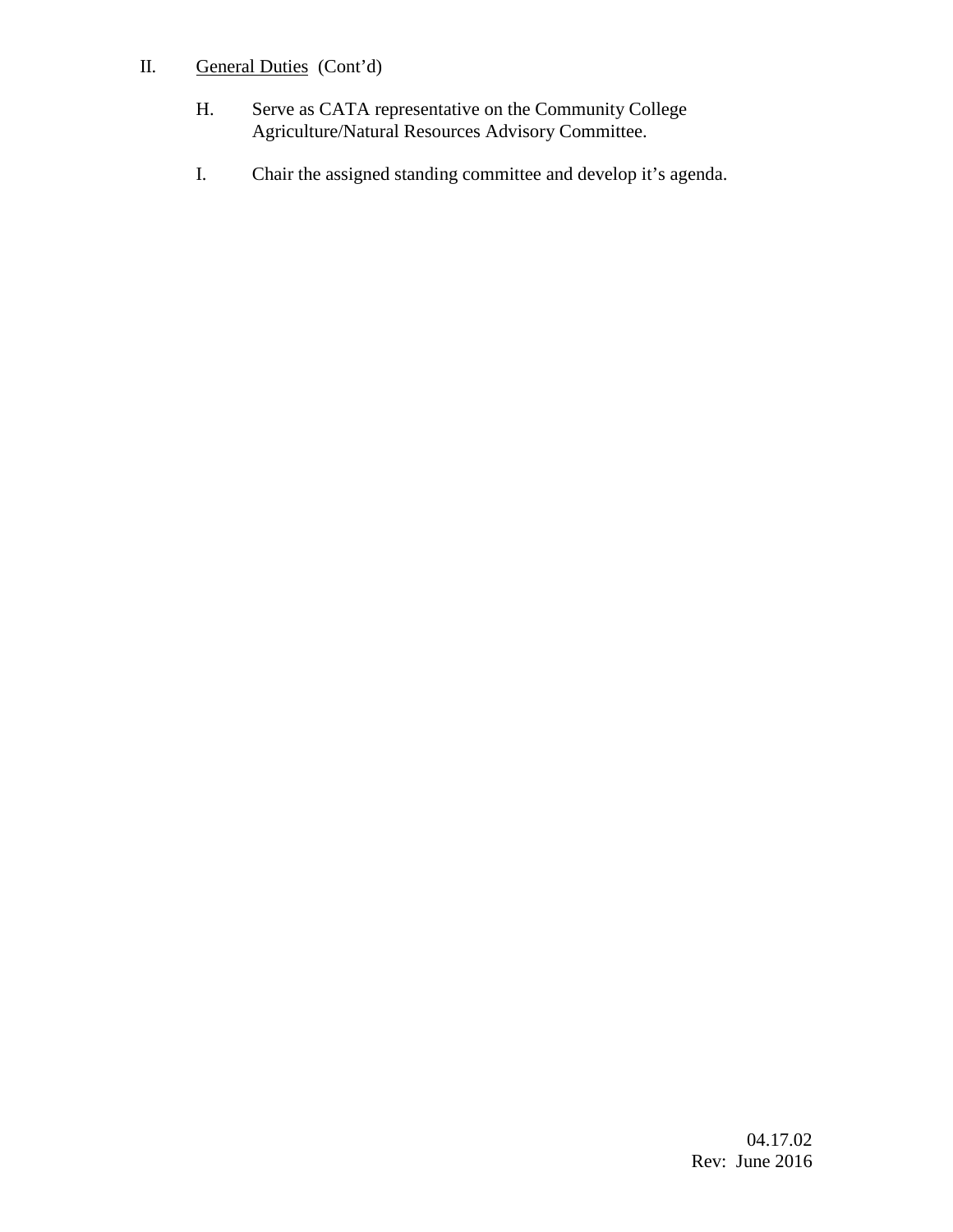II. General Duties (Cont'd)

H. Serve as CATA representative on the Community College Agriculture/Natural Resources Advisory Committee.

I. Chair the assigned standing committee and develop it's agenda.

04.17.02
Rev: June 2016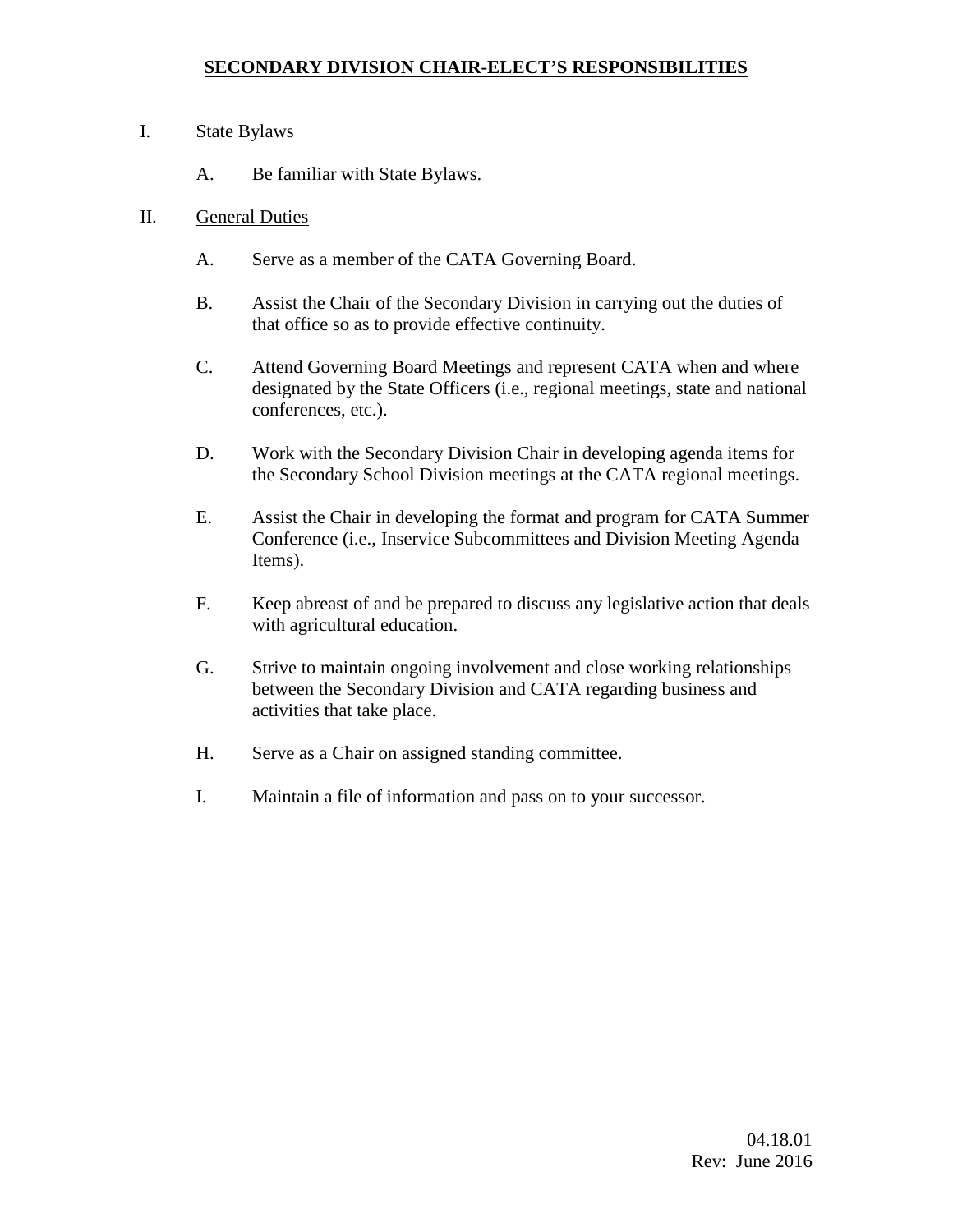# SECONDARY DIVISION CHAIR-ELECT'S RESPONSIBILITIES

I. State Bylaws

   A. Be familiar with State Bylaws.

II. General Duties

   A. Serve as a member of the CATA Governing Board.

   B. Assist the Chair of the Secondary Division in carrying out the duties of that office so as to provide effective continuity.

   C. Attend Governing Board Meetings and represent CATA when and where designated by the State Officers (i.e., regional meetings, state and national conferences, etc.).

   D. Work with the Secondary Division Chair in developing agenda items for the Secondary School Division meetings at the CATA regional meetings.

   E. Assist the Chair in developing the format and program for CATA Summer Conference (i.e., Inservice Subcommittees and Division Meeting Agenda Items).

   F. Keep abreast of and be prepared to discuss any legislative action that deals with agricultural education.

   G. Strive to maintain ongoing involvement and close working relationships between the Secondary Division and CATA regarding business and activities that take place.

   H. Serve as a Chair on assigned standing committee.

   I. Maintain a file of information and pass on to your successor.

04.18.01
Rev: June 2016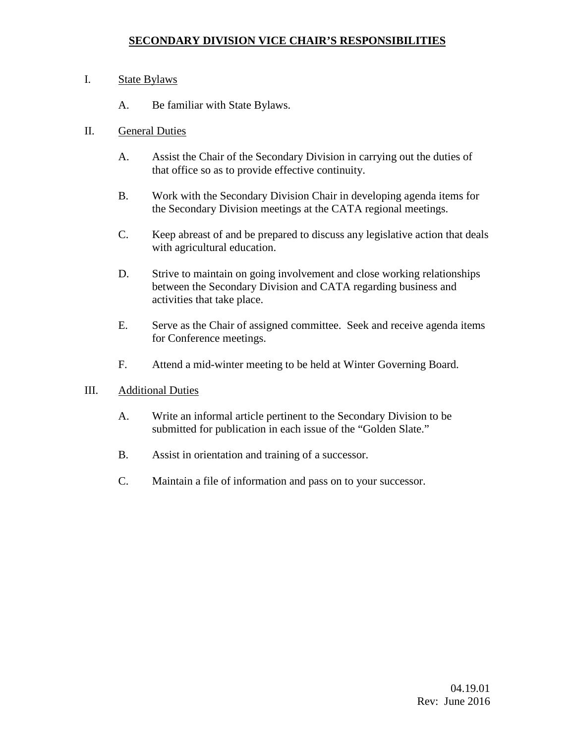# SECONDARY DIVISION VICE CHAIR'S RESPONSIBILITIES

I. State Bylaws

   A. Be familiar with State Bylaws.

II. General Duties

   A. Assist the Chair of the Secondary Division in carrying out the duties of that office so as to provide effective continuity.

   B. Work with the Secondary Division Chair in developing agenda items for the Secondary Division meetings at the CATA regional meetings.

   C. Keep abreast of and be prepared to discuss any legislative action that deals with agricultural education.

   D. Strive to maintain on going involvement and close working relationships between the Secondary Division and CATA regarding business and activities that take place.

   E. Serve as the Chair of assigned committee. Seek and receive agenda items for Conference meetings.

   F. Attend a mid-winter meeting to be held at Winter Governing Board.

III. Additional Duties

   A. Write an informal article pertinent to the Secondary Division to be submitted for publication in each issue of the "Golden Slate."

   B. Assist in orientation and training of a successor.

   C. Maintain a file of information and pass on to your successor.

04.19.01
Rev: June 2016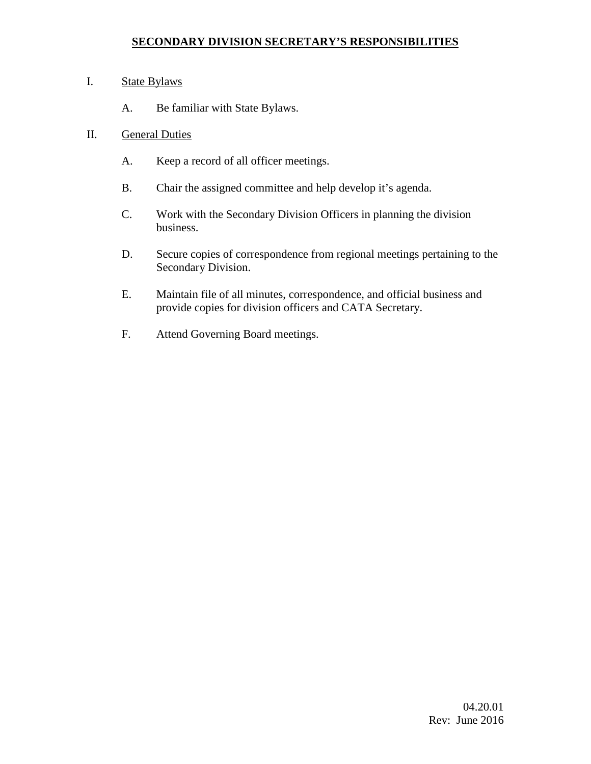# SECONDARY DIVISION SECRETARY'S RESPONSIBILITIES

I. State Bylaws

A. Be familiar with State Bylaws.

II. General Duties

A. Keep a record of all officer meetings.

B. Chair the assigned committee and help develop it's agenda.

C. Work with the Secondary Division Officers in planning the division business.

D. Secure copies of correspondence from regional meetings pertaining to the Secondary Division.

E. Maintain file of all minutes, correspondence, and official business and provide copies for division officers and CATA Secretary.

F. Attend Governing Board meetings.

04.20.01
Rev: June 2016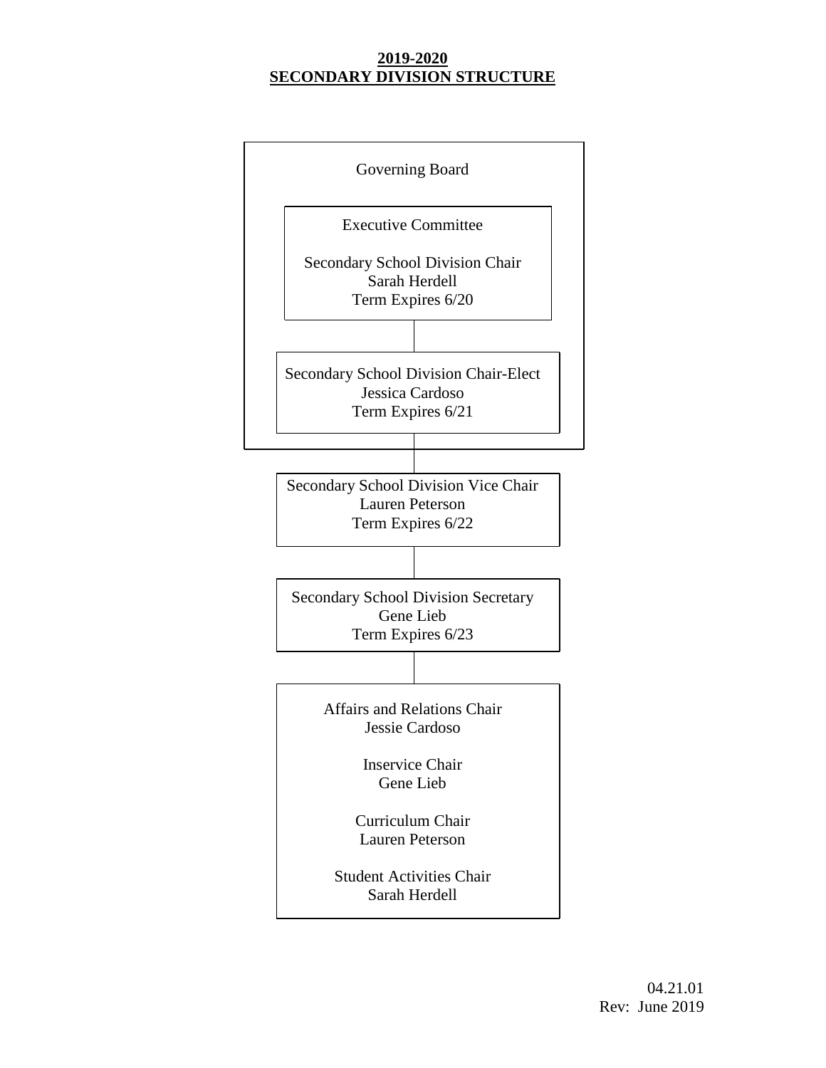**2019-2020**
**SECONDARY DIVISION STRUCTURE**

Governing Board

Executive Committee

Secondary School Division Chair
Sarah Herdell
Term Expires 6/20

Secondary School Division Chair-Elect
Jessica Cardoso
Term Expires 6/21

Secondary School Division Vice Chair
Lauren Peterson
Term Expires 6/22

Secondary School Division Secretary
Gene Lieb
Term Expires 6/23

Affairs and Relations Chair
Jessie Cardoso

Inservice Chair
Gene Lieb

Curriculum Chair
Lauren Peterson

Student Activities Chair
Sarah Herdell

04.21.01
Rev: June 2019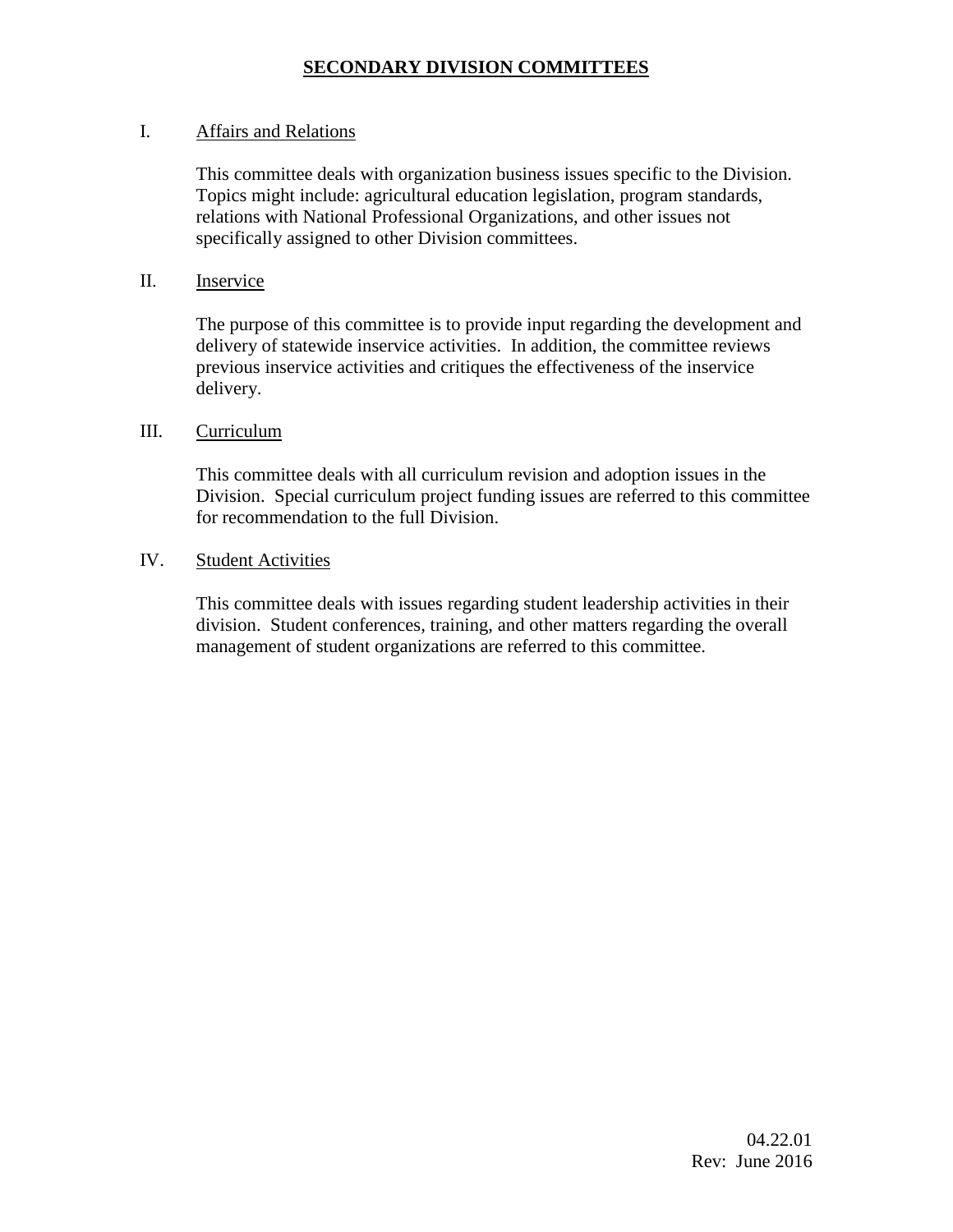# SECONDARY DIVISION COMMITTEES

## I. Affairs and Relations

This committee deals with organization business issues specific to the Division. Topics might include: agricultural education legislation, program standards, relations with National Professional Organizations, and other issues not specifically assigned to other Division committees.

## II. Inservice

The purpose of this committee is to provide input regarding the development and delivery of statewide inservice activities. In addition, the committee reviews previous inservice activities and critiques the effectiveness of the inservice delivery.

## III. Curriculum

This committee deals with all curriculum revision and adoption issues in the Division. Special curriculum project funding issues are referred to this committee for recommendation to the full Division.

## IV. Student Activities

This committee deals with issues regarding student leadership activities in their division. Student conferences, training, and other matters regarding the overall management of student organizations are referred to this committee.

04.22.01
Rev: June 2016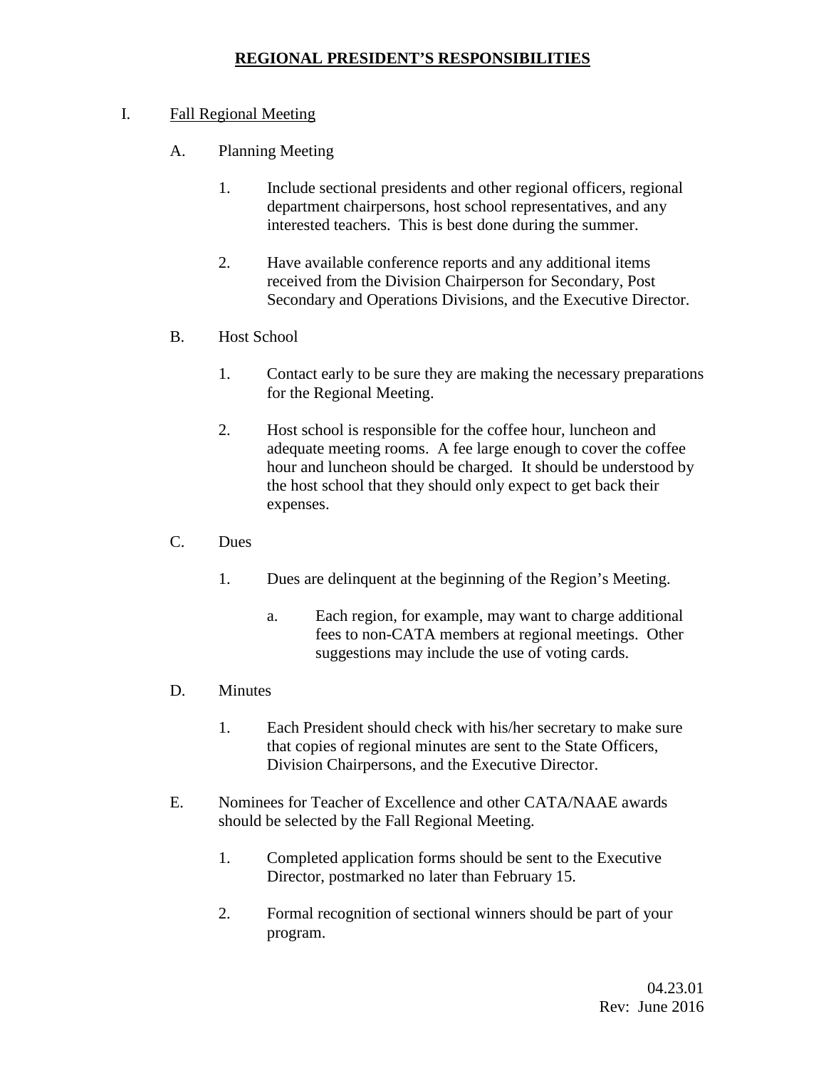# REGIONAL PRESIDENT'S RESPONSIBILITIES

I. Fall Regional Meeting

   A. Planning Meeting

      1. Include sectional presidents and other regional officers, regional department chairpersons, host school representatives, and any interested teachers. This is best done during the summer.

      2. Have available conference reports and any additional items received from the Division Chairperson for Secondary, Post Secondary and Operations Divisions, and the Executive Director.

   B. Host School

      1. Contact early to be sure they are making the necessary preparations for the Regional Meeting.

      2. Host school is responsible for the coffee hour, luncheon and adequate meeting rooms. A fee large enough to cover the coffee hour and luncheon should be charged. It should be understood by the host school that they should only expect to get back their expenses.

   C. Dues

      1. Dues are delinquent at the beginning of the Region's Meeting.

         a. Each region, for example, may want to charge additional fees to non-CATA members at regional meetings. Other suggestions may include the use of voting cards.

   D. Minutes

      1. Each President should check with his/her secretary to make sure that copies of regional minutes are sent to the State Officers, Division Chairpersons, and the Executive Director.

   E. Nominees for Teacher of Excellence and other CATA/NAAE awards should be selected by the Fall Regional Meeting.

      1. Completed application forms should be sent to the Executive Director, postmarked no later than February 15.

      2. Formal recognition of sectional winners should be part of your program.

04.23.01
Rev: June 2016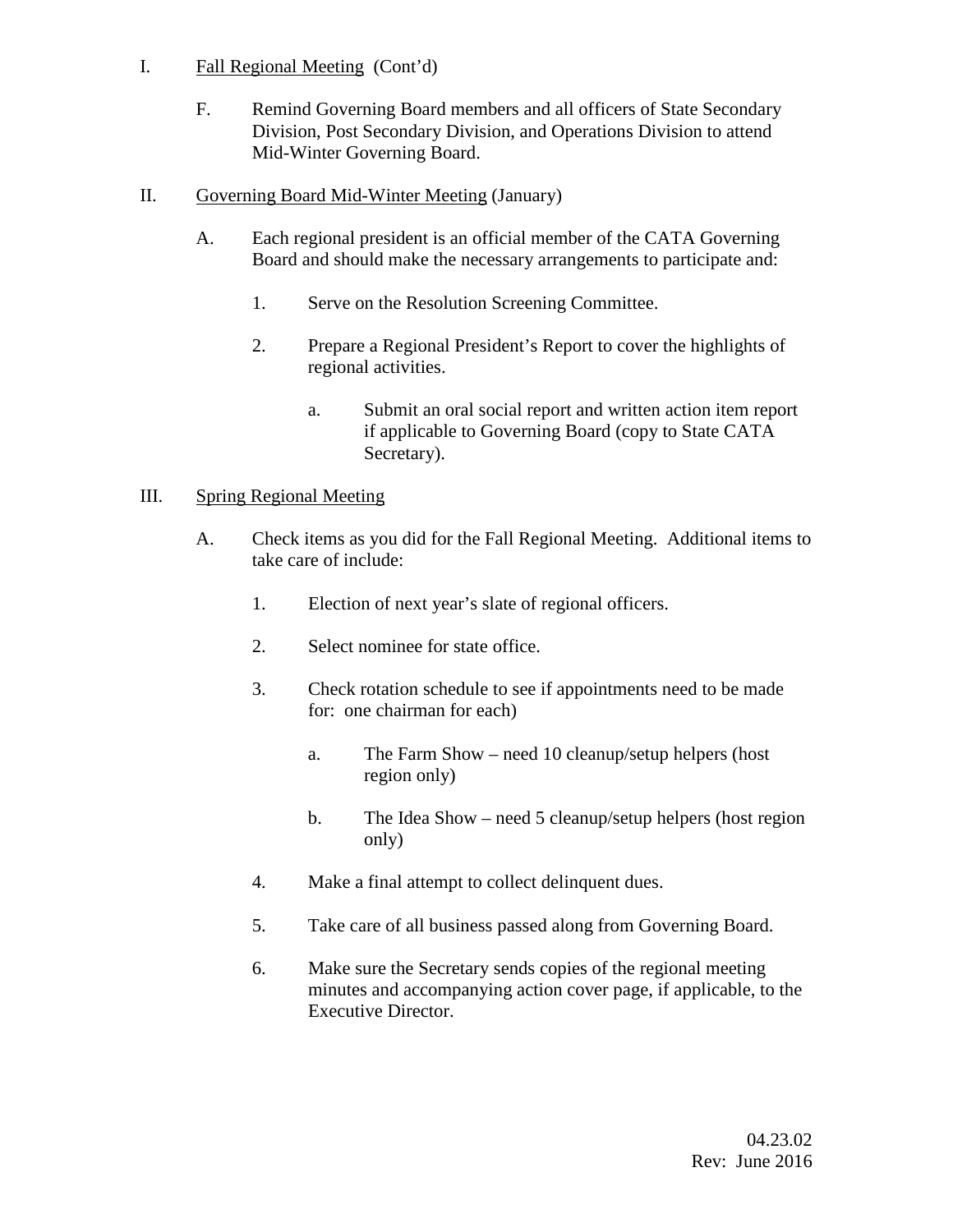I. <u>Fall Regional Meeting</u> (Cont'd)

   F. Remind Governing Board members and all officers of State Secondary Division, Post Secondary Division, and Operations Division to attend Mid-Winter Governing Board.

II. <u>Governing Board Mid-Winter Meeting</u> (January)

   A. Each regional president is an official member of the CATA Governing Board and should make the necessary arrangements to participate and:

      1. Serve on the Resolution Screening Committee.

      2. Prepare a Regional President's Report to cover the highlights of regional activities.

         a. Submit an oral social report and written action item report if applicable to Governing Board (copy to State CATA Secretary).

III. <u>Spring Regional Meeting</u>

   A. Check items as you did for the Fall Regional Meeting. Additional items to take care of include:

      1. Election of next year's slate of regional officers.

      2. Select nominee for state office.

      3. Check rotation schedule to see if appointments need to be made for: one chairman for each)

         a. The Farm Show – need 10 cleanup/setup helpers (host region only)

         b. The Idea Show – need 5 cleanup/setup helpers (host region only)

      4. Make a final attempt to collect delinquent dues.

      5. Take care of all business passed along from Governing Board.

      6. Make sure the Secretary sends copies of the regional meeting minutes and accompanying action cover page, if applicable, to the Executive Director.

04.23.02
Rev: June 2016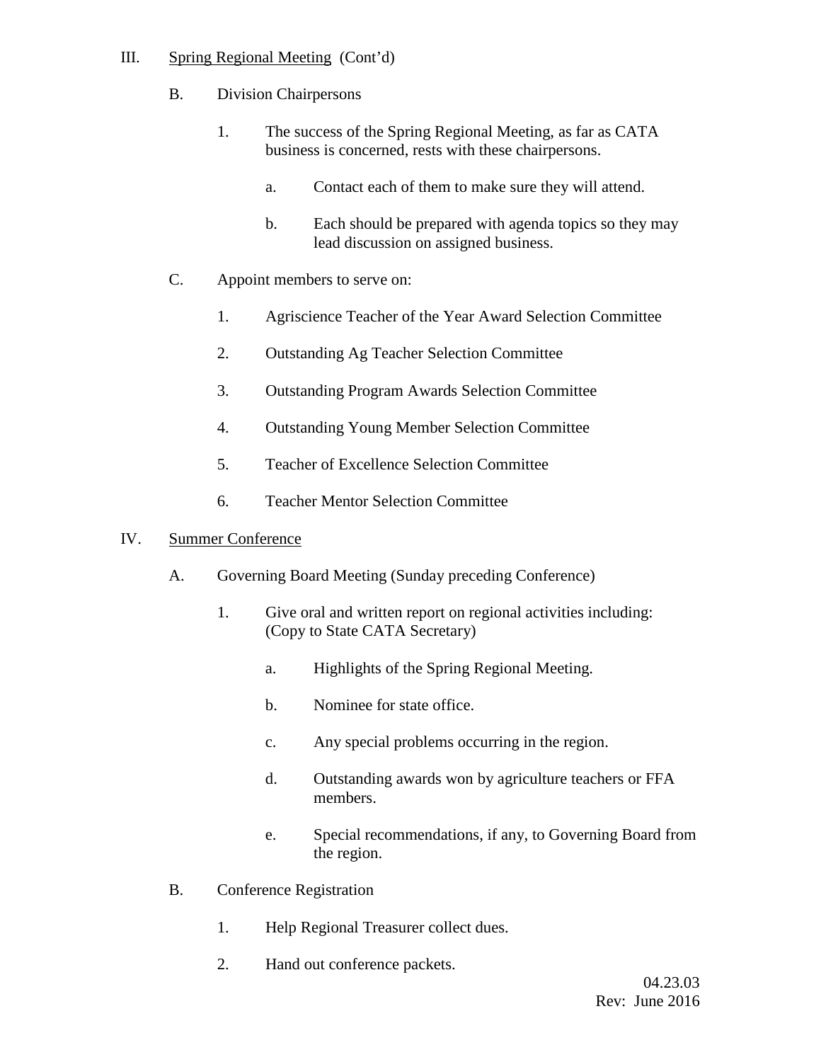III. Spring Regional Meeting (Cont'd)

B. Division Chairpersons

1. The success of the Spring Regional Meeting, as far as CATA business is concerned, rests with these chairpersons.

   a. Contact each of them to make sure they will attend.

   b. Each should be prepared with agenda topics so they may lead discussion on assigned business.

C. Appoint members to serve on:

1. Agriscience Teacher of the Year Award Selection Committee

2. Outstanding Ag Teacher Selection Committee

3. Outstanding Program Awards Selection Committee

4. Outstanding Young Member Selection Committee

5. Teacher of Excellence Selection Committee

6. Teacher Mentor Selection Committee

IV. Summer Conference

A. Governing Board Meeting (Sunday preceding Conference)

1. Give oral and written report on regional activities including: (Copy to State CATA Secretary)

   a. Highlights of the Spring Regional Meeting.

   b. Nominee for state office.

   c. Any special problems occurring in the region.

   d. Outstanding awards won by agriculture teachers or FFA members.

   e. Special recommendations, if any, to Governing Board from the region.

B. Conference Registration

1. Help Regional Treasurer collect dues.

2. Hand out conference packets.

04.23.03
Rev: June 2016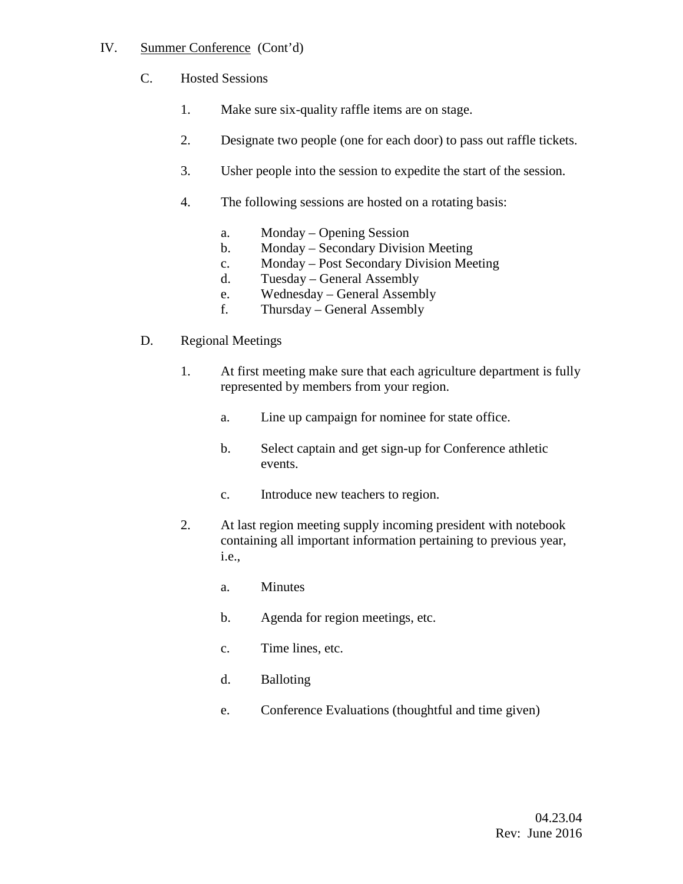IV. Summer Conference (Cont'd)

C. Hosted Sessions

1. Make sure six-quality raffle items are on stage.

2. Designate two people (one for each door) to pass out raffle tickets.

3. Usher people into the session to expedite the start of the session.

4. The following sessions are hosted on a rotating basis:

   a. Monday – Opening Session
   b. Monday – Secondary Division Meeting
   c. Monday – Post Secondary Division Meeting
   d. Tuesday – General Assembly
   e. Wednesday – General Assembly
   f. Thursday – General Assembly

D. Regional Meetings

1. At first meeting make sure that each agriculture department is fully represented by members from your region.

   a. Line up campaign for nominee for state office.

   b. Select captain and get sign-up for Conference athletic events.

   c. Introduce new teachers to region.

2. At last region meeting supply incoming president with notebook containing all important information pertaining to previous year, i.e.,

   a. Minutes

   b. Agenda for region meetings, etc.

   c. Time lines, etc.

   d. Balloting

   e. Conference Evaluations (thoughtful and time given)

04.23.04
Rev: June 2016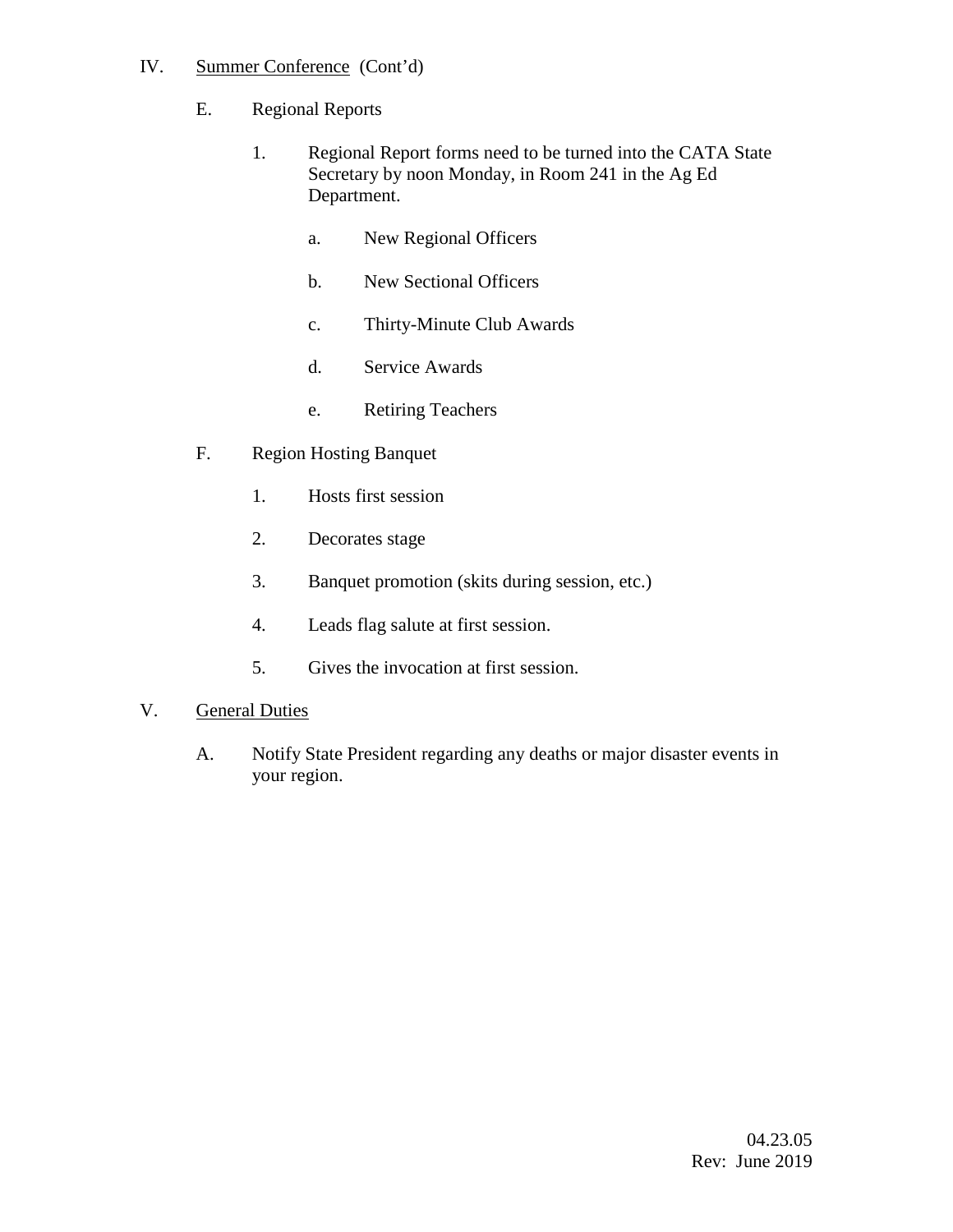IV. <u>Summer Conference</u> (Cont'd)

E. Regional Reports

1. Regional Report forms need to be turned into the CATA State Secretary by noon Monday, in Room 241 in the Ag Ed Department.

   a. New Regional Officers

   b. New Sectional Officers

   c. Thirty-Minute Club Awards

   d. Service Awards

   e. Retiring Teachers

F. Region Hosting Banquet

1. Hosts first session

2. Decorates stage

3. Banquet promotion (skits during session, etc.)

4. Leads flag salute at first session.

5. Gives the invocation at first session.

V. <u>General Duties</u>

A. Notify State President regarding any deaths or major disaster events in your region.

04.23.05
Rev: June 2019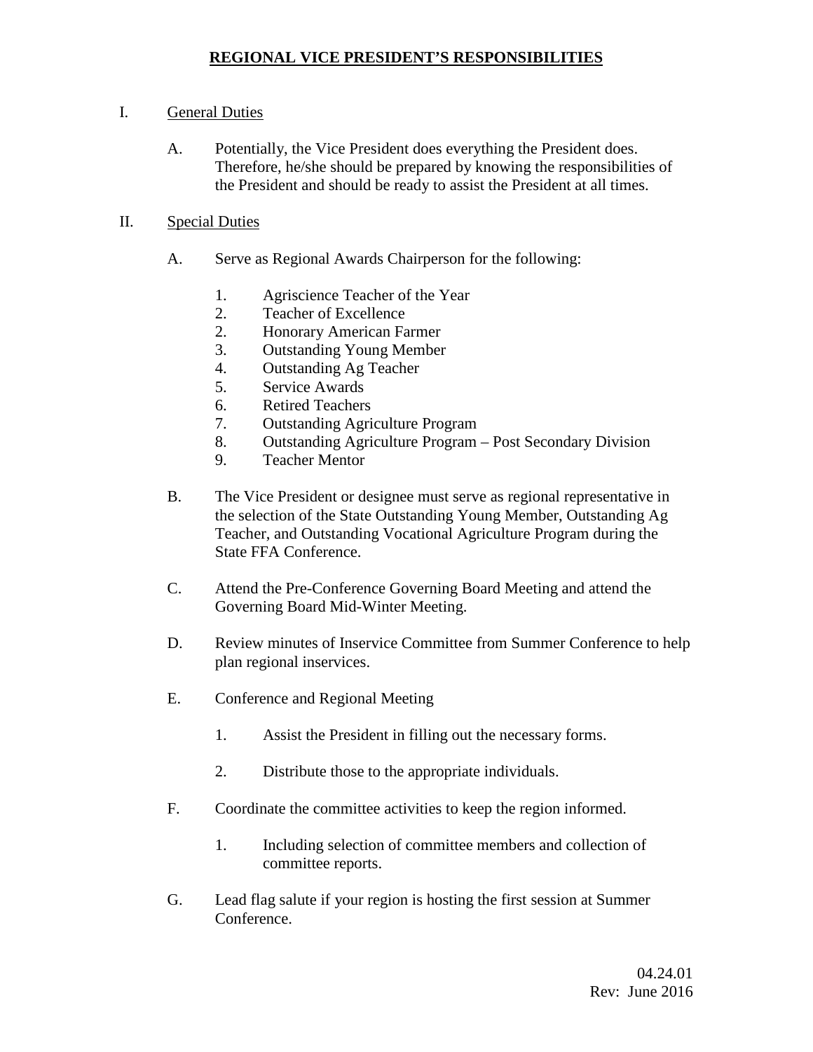# REGIONAL VICE PRESIDENT'S RESPONSIBILITIES

I. General Duties

   A. Potentially, the Vice President does everything the President does. Therefore, he/she should be prepared by knowing the responsibilities of the President and should be ready to assist the President at all times.

II. Special Duties

   A. Serve as Regional Awards Chairperson for the following:

      1. Agriscience Teacher of the Year
      2. Teacher of Excellence
      2. Honorary American Farmer
      3. Outstanding Young Member
      4. Outstanding Ag Teacher
      5. Service Awards
      6. Retired Teachers
      7. Outstanding Agriculture Program
      8. Outstanding Agriculture Program – Post Secondary Division
      9. Teacher Mentor

   B. The Vice President or designee must serve as regional representative in the selection of the State Outstanding Young Member, Outstanding Ag Teacher, and Outstanding Vocational Agriculture Program during the State FFA Conference.

   C. Attend the Pre-Conference Governing Board Meeting and attend the Governing Board Mid-Winter Meeting.

   D. Review minutes of Inservice Committee from Summer Conference to help plan regional inservices.

   E. Conference and Regional Meeting

      1. Assist the President in filling out the necessary forms.

      2. Distribute those to the appropriate individuals.

   F. Coordinate the committee activities to keep the region informed.

      1. Including selection of committee members and collection of committee reports.

   G. Lead flag salute if your region is hosting the first session at Summer Conference.

04.24.01
Rev: June 2016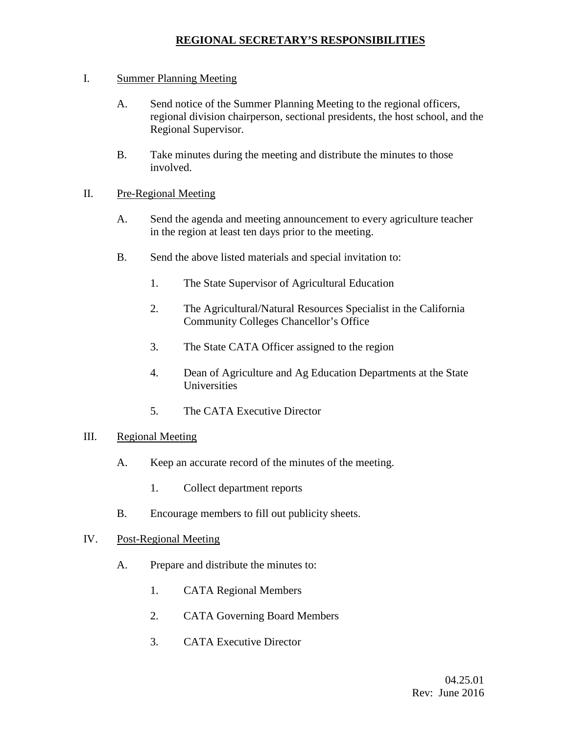# REGIONAL SECRETARY'S RESPONSIBILITIES

I. Summer Planning Meeting

   A. Send notice of the Summer Planning Meeting to the regional officers, regional division chairperson, sectional presidents, the host school, and the Regional Supervisor.

   B. Take minutes during the meeting and distribute the minutes to those involved.

II. Pre-Regional Meeting

   A. Send the agenda and meeting announcement to every agriculture teacher in the region at least ten days prior to the meeting.

   B. Send the above listed materials and special invitation to:

      1. The State Supervisor of Agricultural Education

      2. The Agricultural/Natural Resources Specialist in the California Community Colleges Chancellor's Office

      3. The State CATA Officer assigned to the region

      4. Dean of Agriculture and Ag Education Departments at the State Universities

      5. The CATA Executive Director

III. Regional Meeting

   A. Keep an accurate record of the minutes of the meeting.

      1. Collect department reports

   B. Encourage members to fill out publicity sheets.

IV. Post-Regional Meeting

   A. Prepare and distribute the minutes to:

      1. CATA Regional Members

      2. CATA Governing Board Members

      3. CATA Executive Director

04.25.01
Rev: June 2016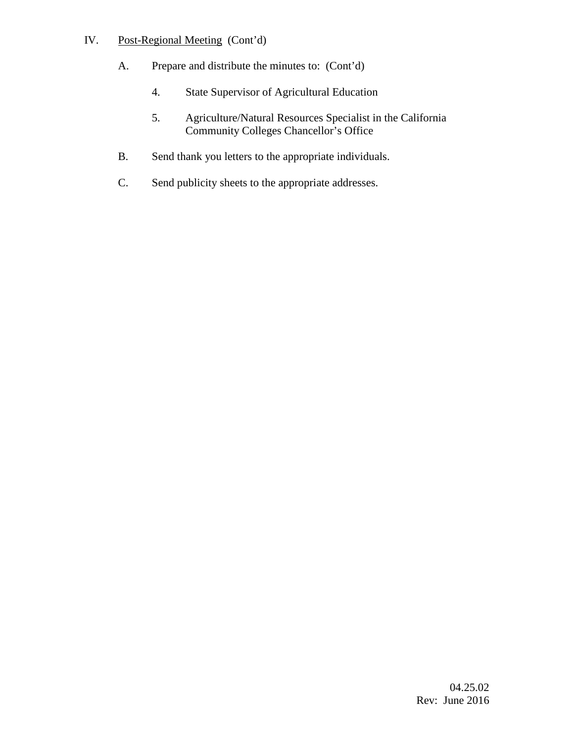IV. Post-Regional Meeting (Cont'd)

A. Prepare and distribute the minutes to: (Cont'd)

4. State Supervisor of Agricultural Education

5. Agriculture/Natural Resources Specialist in the California Community Colleges Chancellor's Office

B. Send thank you letters to the appropriate individuals.

C. Send publicity sheets to the appropriate addresses.

04.25.02
Rev: June 2016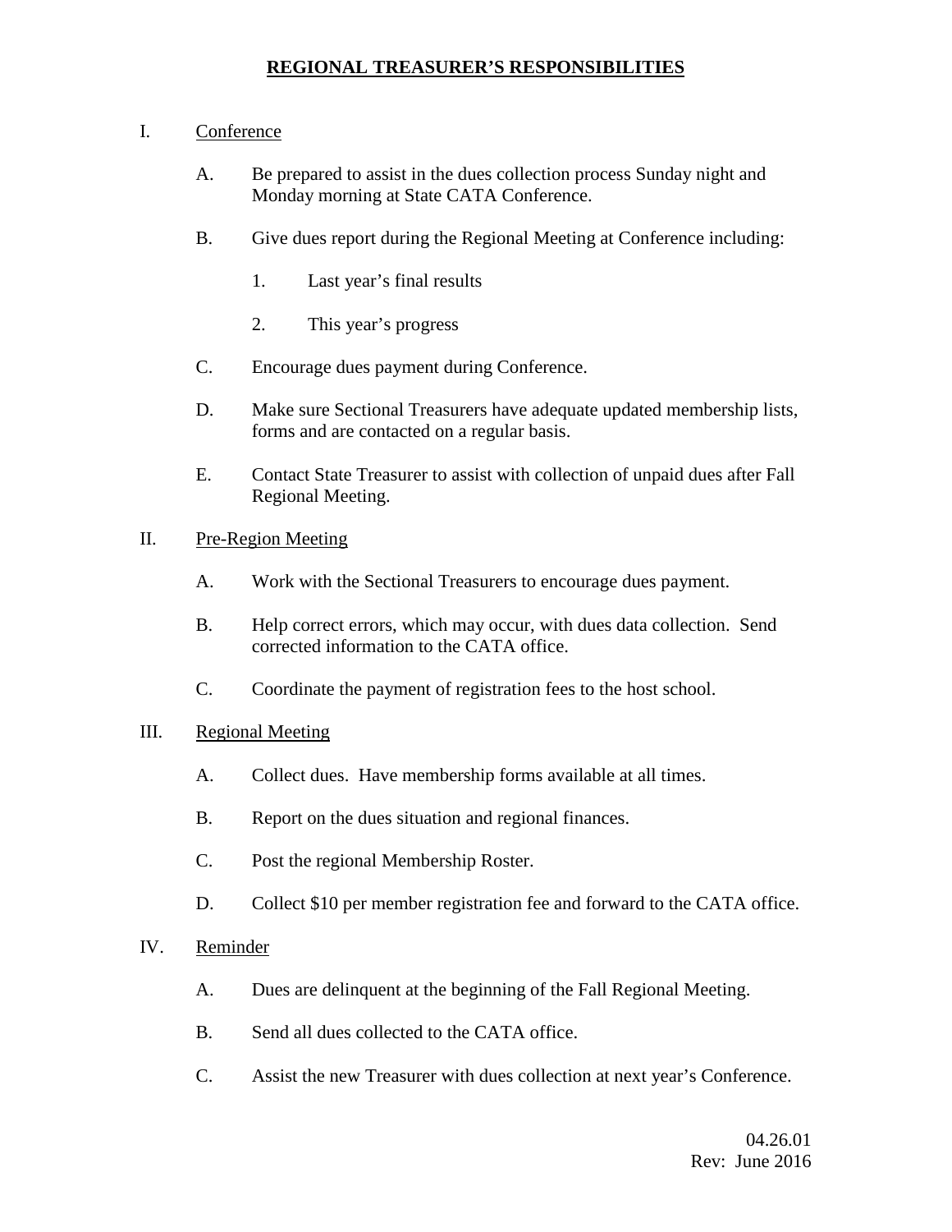# REGIONAL TREASURER'S RESPONSIBILITIES

I. Conference

   A. Be prepared to assist in the dues collection process Sunday night and Monday morning at State CATA Conference.

   B. Give dues report during the Regional Meeting at Conference including:

      1. Last year's final results

      2. This year's progress

   C. Encourage dues payment during Conference.

   D. Make sure Sectional Treasurers have adequate updated membership lists, forms and are contacted on a regular basis.

   E. Contact State Treasurer to assist with collection of unpaid dues after Fall Regional Meeting.

II. Pre-Region Meeting

   A. Work with the Sectional Treasurers to encourage dues payment.

   B. Help correct errors, which may occur, with dues data collection. Send corrected information to the CATA office.

   C. Coordinate the payment of registration fees to the host school.

III. Regional Meeting

   A. Collect dues. Have membership forms available at all times.

   B. Report on the dues situation and regional finances.

   C. Post the regional Membership Roster.

   D. Collect $10 per member registration fee and forward to the CATA office.

IV. Reminder

   A. Dues are delinquent at the beginning of the Fall Regional Meeting.

   B. Send all dues collected to the CATA office.

   C. Assist the new Treasurer with dues collection at next year's Conference.

04.26.01
Rev: June 2016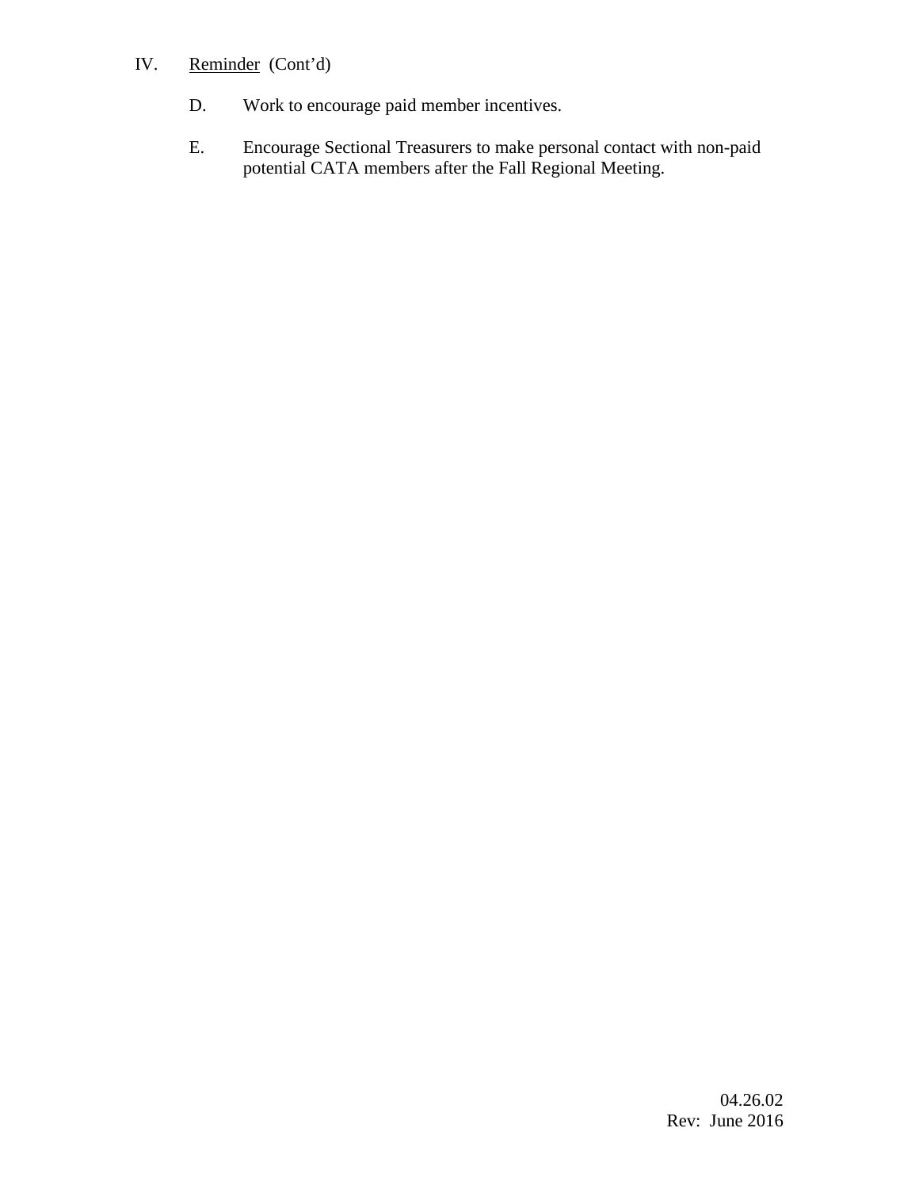IV. <u>Reminder</u> (Cont'd)

D. Work to encourage paid member incentives.

E. Encourage Sectional Treasurers to make personal contact with non-paid potential CATA members after the Fall Regional Meeting.

04.26.02
Rev: June 2016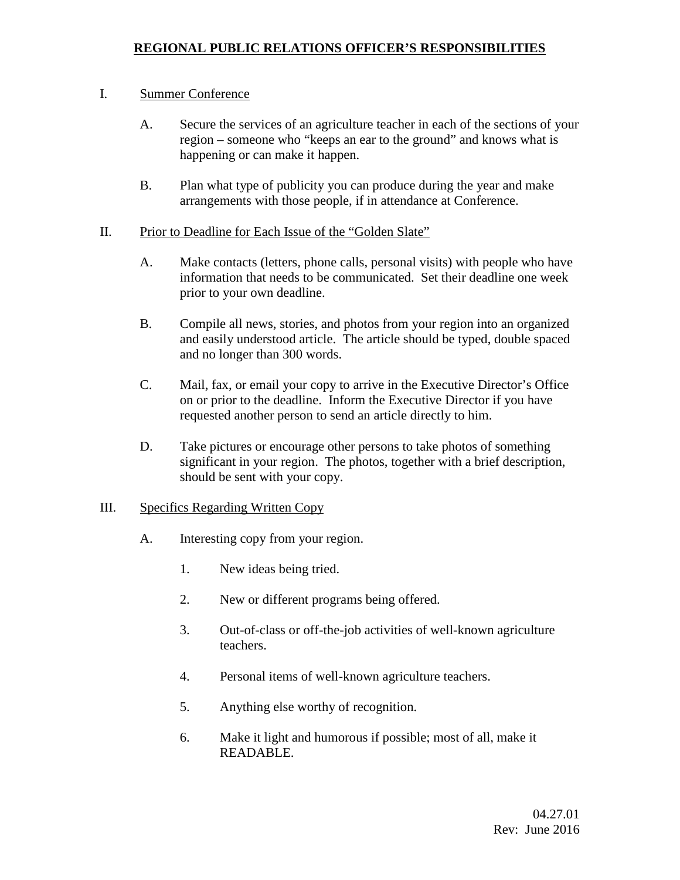# REGIONAL PUBLIC RELATIONS OFFICER'S RESPONSIBILITIES

I. Summer Conference

A. Secure the services of an agriculture teacher in each of the sections of your region – someone who "keeps an ear to the ground" and knows what is happening or can make it happen.

B. Plan what type of publicity you can produce during the year and make arrangements with those people, if in attendance at Conference.

II. Prior to Deadline for Each Issue of the "Golden Slate"

A. Make contacts (letters, phone calls, personal visits) with people who have information that needs to be communicated. Set their deadline one week prior to your own deadline.

B. Compile all news, stories, and photos from your region into an organized and easily understood article. The article should be typed, double spaced and no longer than 300 words.

C. Mail, fax, or email your copy to arrive in the Executive Director's Office on or prior to the deadline. Inform the Executive Director if you have requested another person to send an article directly to him.

D. Take pictures or encourage other persons to take photos of something significant in your region. The photos, together with a brief description, should be sent with your copy.

III. Specifics Regarding Written Copy

A. Interesting copy from your region.

1. New ideas being tried.

2. New or different programs being offered.

3. Out-of-class or off-the-job activities of well-known agriculture teachers.

4. Personal items of well-known agriculture teachers.

5. Anything else worthy of recognition.

6. Make it light and humorous if possible; most of all, make it READABLE.

04.27.01
Rev: June 2016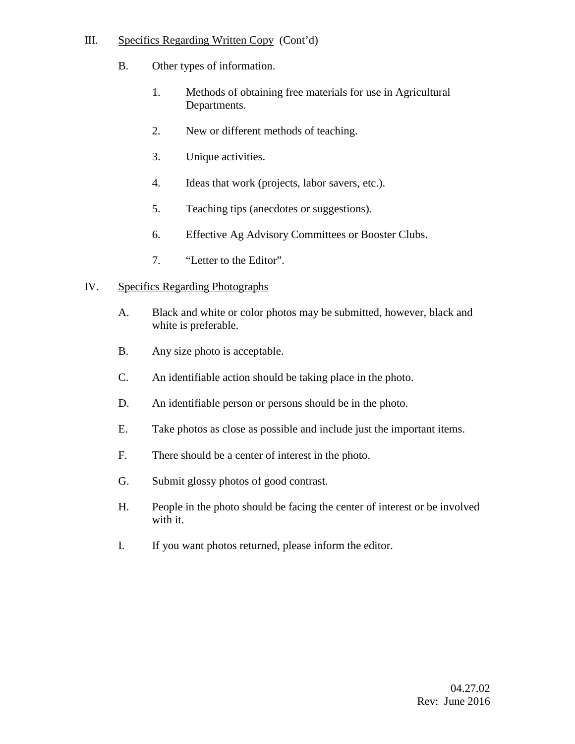III. Specifics Regarding Written Copy (Cont'd)

B. Other types of information.

1. Methods of obtaining free materials for use in Agricultural Departments.

2. New or different methods of teaching.

3. Unique activities.

4. Ideas that work (projects, labor savers, etc.).

5. Teaching tips (anecdotes or suggestions).

6. Effective Ag Advisory Committees or Booster Clubs.

7. "Letter to the Editor".

IV. Specifics Regarding Photographs

A. Black and white or color photos may be submitted, however, black and white is preferable.

B. Any size photo is acceptable.

C. An identifiable action should be taking place in the photo.

D. An identifiable person or persons should be in the photo.

E. Take photos as close as possible and include just the important items.

F. There should be a center of interest in the photo.

G. Submit glossy photos of good contrast.

H. People in the photo should be facing the center of interest or be involved with it.

I. If you want photos returned, please inform the editor.

04.27.02
Rev: June 2016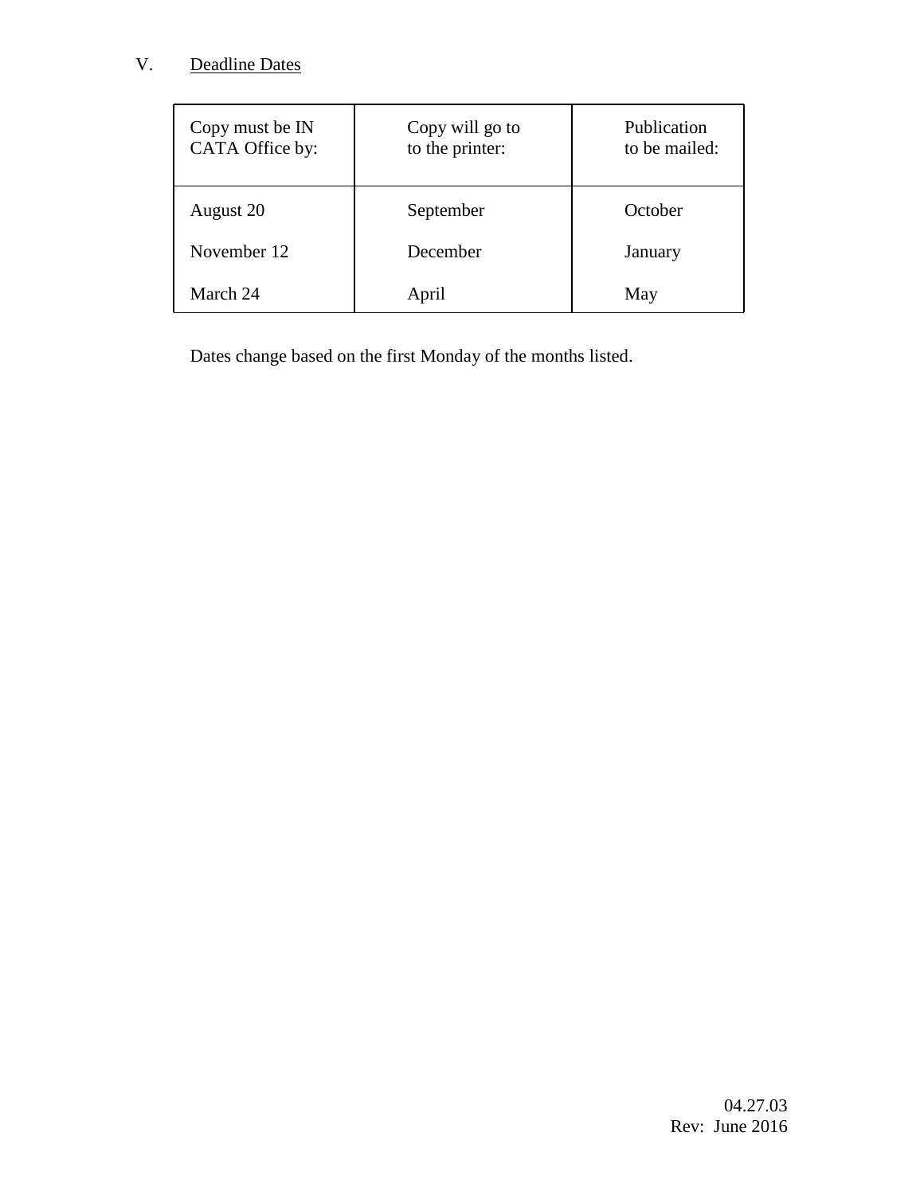## V. Deadline Dates

| Copy must be IN CATA Office by: | Copy will go to to the printer: | Publication to be mailed: |
|---|---|---|
| August 20 | September | October |
| November 12 | December | January |
| March 24 | April | May |

Dates change based on the first Monday of the months listed.

04.27.03
Rev: June 2016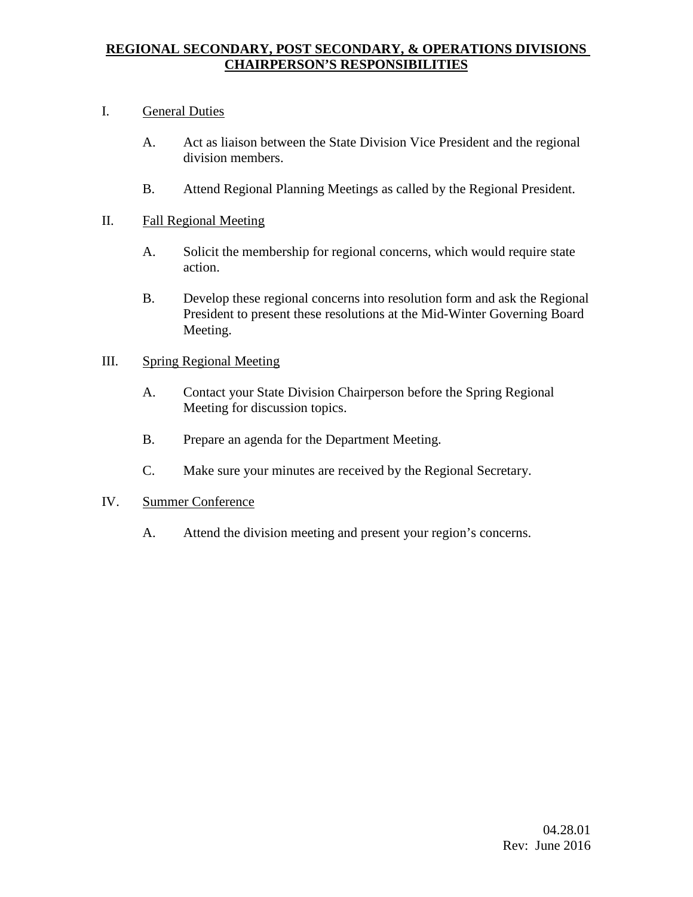# REGIONAL SECONDARY, POST SECONDARY, & OPERATIONS DIVISIONS CHAIRPERSON'S RESPONSIBILITIES

I. General Duties

   A. Act as liaison between the State Division Vice President and the regional division members.

   B. Attend Regional Planning Meetings as called by the Regional President.

II. Fall Regional Meeting

   A. Solicit the membership for regional concerns, which would require state action.

   B. Develop these regional concerns into resolution form and ask the Regional President to present these resolutions at the Mid-Winter Governing Board Meeting.

III. Spring Regional Meeting

   A. Contact your State Division Chairperson before the Spring Regional Meeting for discussion topics.

   B. Prepare an agenda for the Department Meeting.

   C. Make sure your minutes are received by the Regional Secretary.

IV. Summer Conference

   A. Attend the division meeting and present your region's concerns.

04.28.01
Rev: June 2016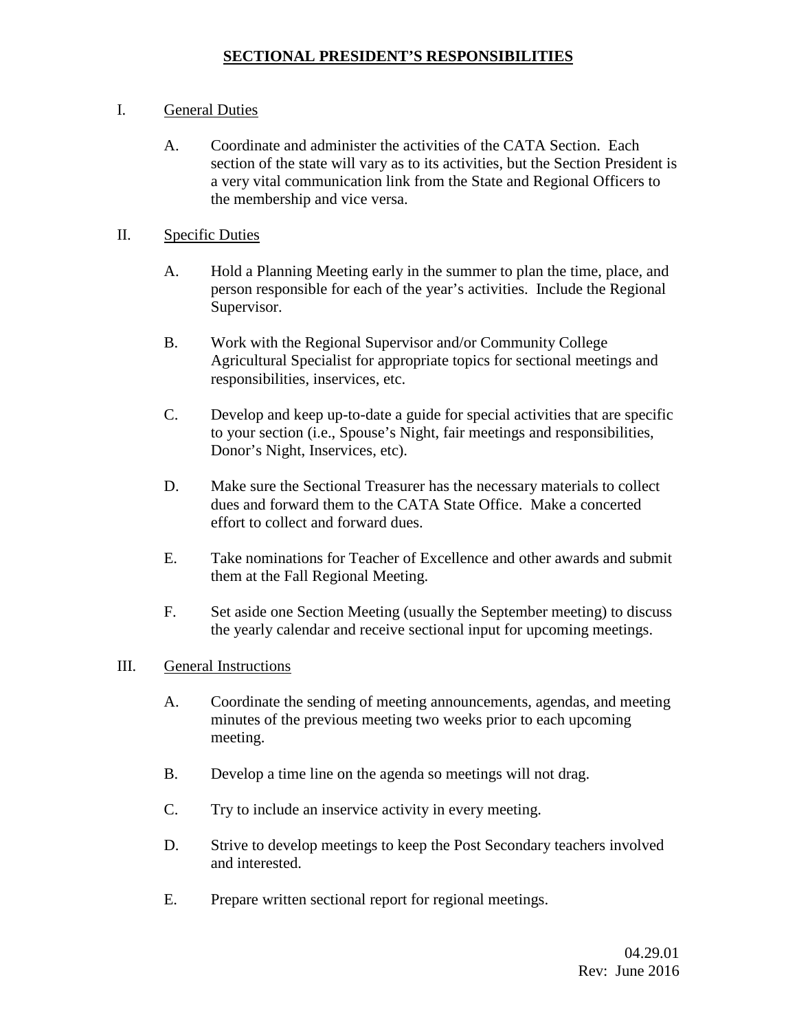# SECTIONAL PRESIDENT'S RESPONSIBILITIES

I. General Duties

A. Coordinate and administer the activities of the CATA Section. Each section of the state will vary as to its activities, but the Section President is a very vital communication link from the State and Regional Officers to the membership and vice versa.

II. Specific Duties

A. Hold a Planning Meeting early in the summer to plan the time, place, and person responsible for each of the year's activities. Include the Regional Supervisor.

B. Work with the Regional Supervisor and/or Community College Agricultural Specialist for appropriate topics for sectional meetings and responsibilities, inservices, etc.

C. Develop and keep up-to-date a guide for special activities that are specific to your section (i.e., Spouse's Night, fair meetings and responsibilities, Donor's Night, Inservices, etc).

D. Make sure the Sectional Treasurer has the necessary materials to collect dues and forward them to the CATA State Office. Make a concerted effort to collect and forward dues.

E. Take nominations for Teacher of Excellence and other awards and submit them at the Fall Regional Meeting.

F. Set aside one Section Meeting (usually the September meeting) to discuss the yearly calendar and receive sectional input for upcoming meetings.

III. General Instructions

A. Coordinate the sending of meeting announcements, agendas, and meeting minutes of the previous meeting two weeks prior to each upcoming meeting.

B. Develop a time line on the agenda so meetings will not drag.

C. Try to include an inservice activity in every meeting.

D. Strive to develop meetings to keep the Post Secondary teachers involved and interested.

E. Prepare written sectional report for regional meetings.

04.29.01
Rev: June 2016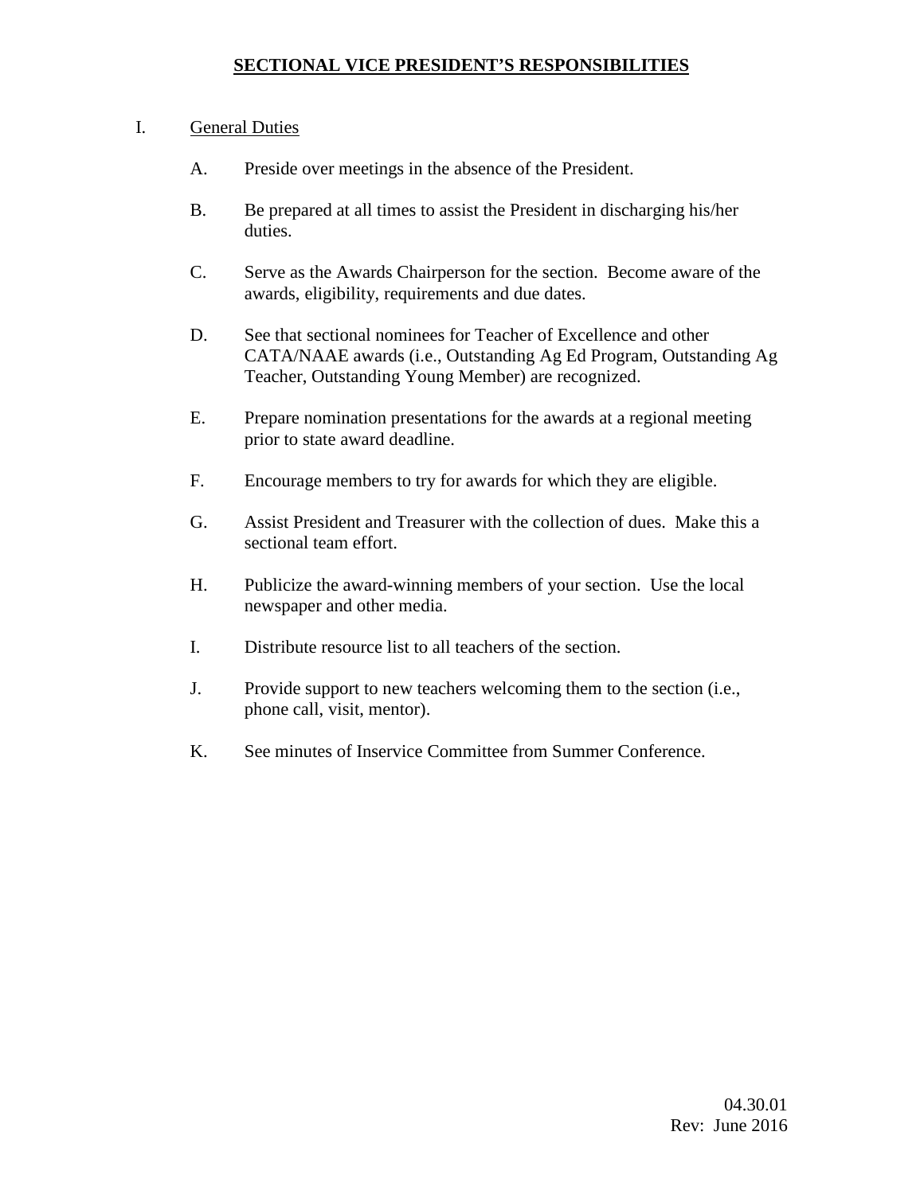# SECTIONAL VICE PRESIDENT'S RESPONSIBILITIES

I. General Duties

A. Preside over meetings in the absence of the President.

B. Be prepared at all times to assist the President in discharging his/her duties.

C. Serve as the Awards Chairperson for the section. Become aware of the awards, eligibility, requirements and due dates.

D. See that sectional nominees for Teacher of Excellence and other CATA/NAAE awards (i.e., Outstanding Ag Ed Program, Outstanding Ag Teacher, Outstanding Young Member) are recognized.

E. Prepare nomination presentations for the awards at a regional meeting prior to state award deadline.

F. Encourage members to try for awards for which they are eligible.

G. Assist President and Treasurer with the collection of dues. Make this a sectional team effort.

H. Publicize the award-winning members of your section. Use the local newspaper and other media.

I. Distribute resource list to all teachers of the section.

J. Provide support to new teachers welcoming them to the section (i.e., phone call, visit, mentor).

K. See minutes of Inservice Committee from Summer Conference.

04.30.01
Rev: June 2016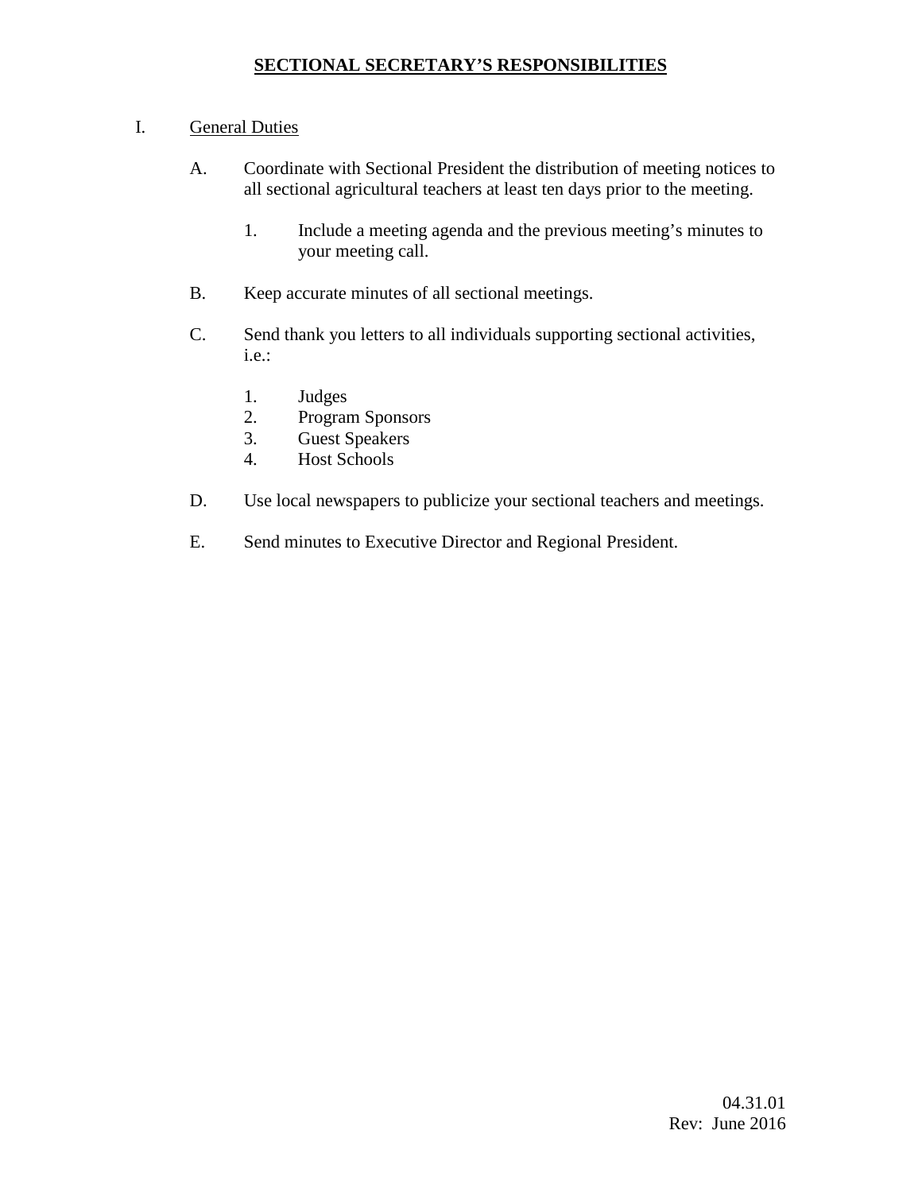# SECTIONAL SECRETARY'S RESPONSIBILITIES

I. General Duties

A. Coordinate with Sectional President the distribution of meeting notices to all sectional agricultural teachers at least ten days prior to the meeting.

1. Include a meeting agenda and the previous meeting's minutes to your meeting call.

B. Keep accurate minutes of all sectional meetings.

C. Send thank you letters to all individuals supporting sectional activities, i.e.:

1. Judges
2. Program Sponsors
3. Guest Speakers
4. Host Schools

D. Use local newspapers to publicize your sectional teachers and meetings.

E. Send minutes to Executive Director and Regional President.

04.31.01
Rev: June 2016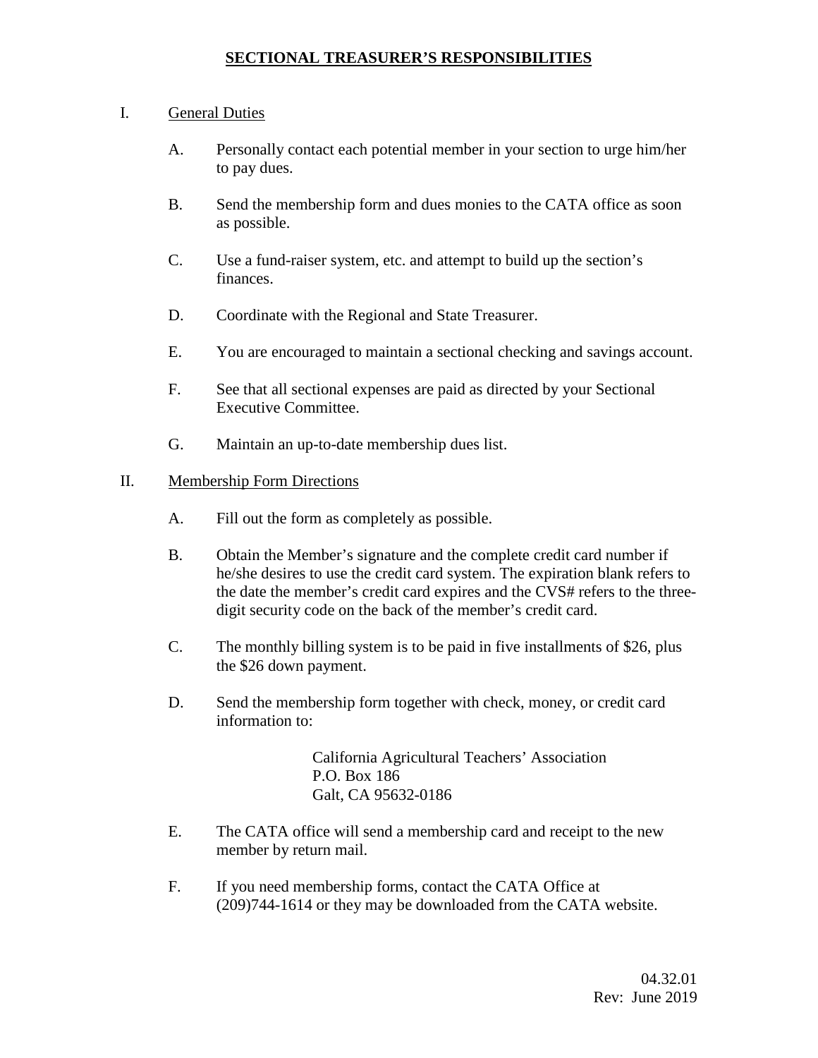# SECTIONAL TREASURER'S RESPONSIBILITIES

I. General Duties

A. Personally contact each potential member in your section to urge him/her to pay dues.

B. Send the membership form and dues monies to the CATA office as soon as possible.

C. Use a fund-raiser system, etc. and attempt to build up the section's finances.

D. Coordinate with the Regional and State Treasurer.

E. You are encouraged to maintain a sectional checking and savings account.

F. See that all sectional expenses are paid as directed by your Sectional Executive Committee.

G. Maintain an up-to-date membership dues list.

II. Membership Form Directions

A. Fill out the form as completely as possible.

B. Obtain the Member's signature and the complete credit card number if he/she desires to use the credit card system. The expiration blank refers to the date the member's credit card expires and the CVS# refers to the three-digit security code on the back of the member's credit card.

C. The monthly billing system is to be paid in five installments of $26, plus the $26 down payment.

D. Send the membership form together with check, money, or credit card information to:

California Agricultural Teachers' Association
P.O. Box 186
Galt, CA 95632-0186

E. The CATA office will send a membership card and receipt to the new member by return mail.

F. If you need membership forms, contact the CATA Office at (209)744-1614 or they may be downloaded from the CATA website.

04.32.01
Rev: June 2019